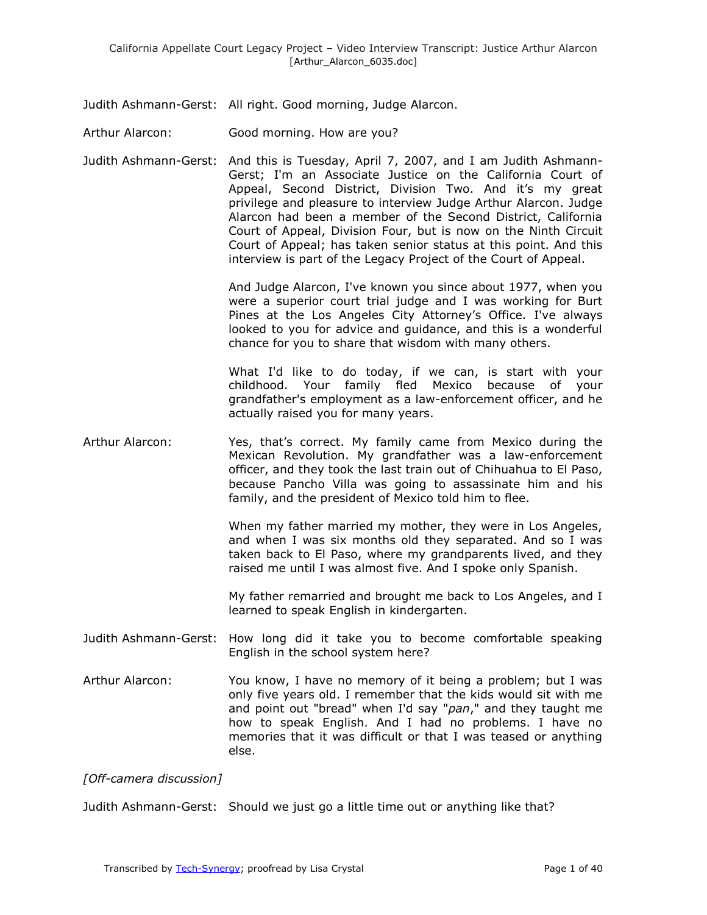Judith Ashmann-Gerst: All right. Good morning, Judge Alarcon.

Arthur Alarcon: Good morning. How are you?

Judith Ashmann-Gerst: And this is Tuesday, April 7, 2007, and I am Judith Ashmann-Gerst; I'm an Associate Justice on the California Court of Appeal, Second District, Division Two. And it's my great privilege and pleasure to interview Judge Arthur Alarcon. Judge Alarcon had been a member of the Second District, California Court of Appeal, Division Four, but is now on the Ninth Circuit Court of Appeal; has taken senior status at this point. And this interview is part of the Legacy Project of the Court of Appeal.

And Judge Alarcon, I've known you since about 1977, when you were a superior court trial judge and I was working for Burt Pines at the Los Angeles City Attorney's Office. I've always looked to you for advice and guidance, and this is a wonderful chance for you to share that wisdom with many others.

What I'd like to do today, if we can, is start with your childhood. Your family fled Mexico because of your grandfather's employment as a law-enforcement officer, and he actually raised you for many years.

Arthur Alarcon: Yes, that's correct. My family came from Mexico during the Mexican Revolution. My grandfather was a law-enforcement officer, and they took the last train out of Chihuahua to El Paso, because Pancho Villa was going to assassinate him and his family, and the president of Mexico told him to flee.

When my father married my mother, they were in Los Angeles, and when I was six months old they separated. And so I was taken back to El Paso, where my grandparents lived, and they raised me until I was almost five. And I spoke only Spanish.

My father remarried and brought me back to Los Angeles, and I learned to speak English in kindergarten.

Judith Ashmann-Gerst: How long did it take you to become comfortable speaking English in the school system here?

Arthur Alarcon: You know, I have no memory of it being a problem; but I was only five years old. I remember that the kids would sit with me and point out "bread" when I'd say "*pan*," and they taught me how to speak English. And I had no problems. I have no memories that it was difficult or that I was teased or anything else.

*[Off-camera discussion]*

Judith Ashmann-Gerst: Should we just go a little time out or anything like that?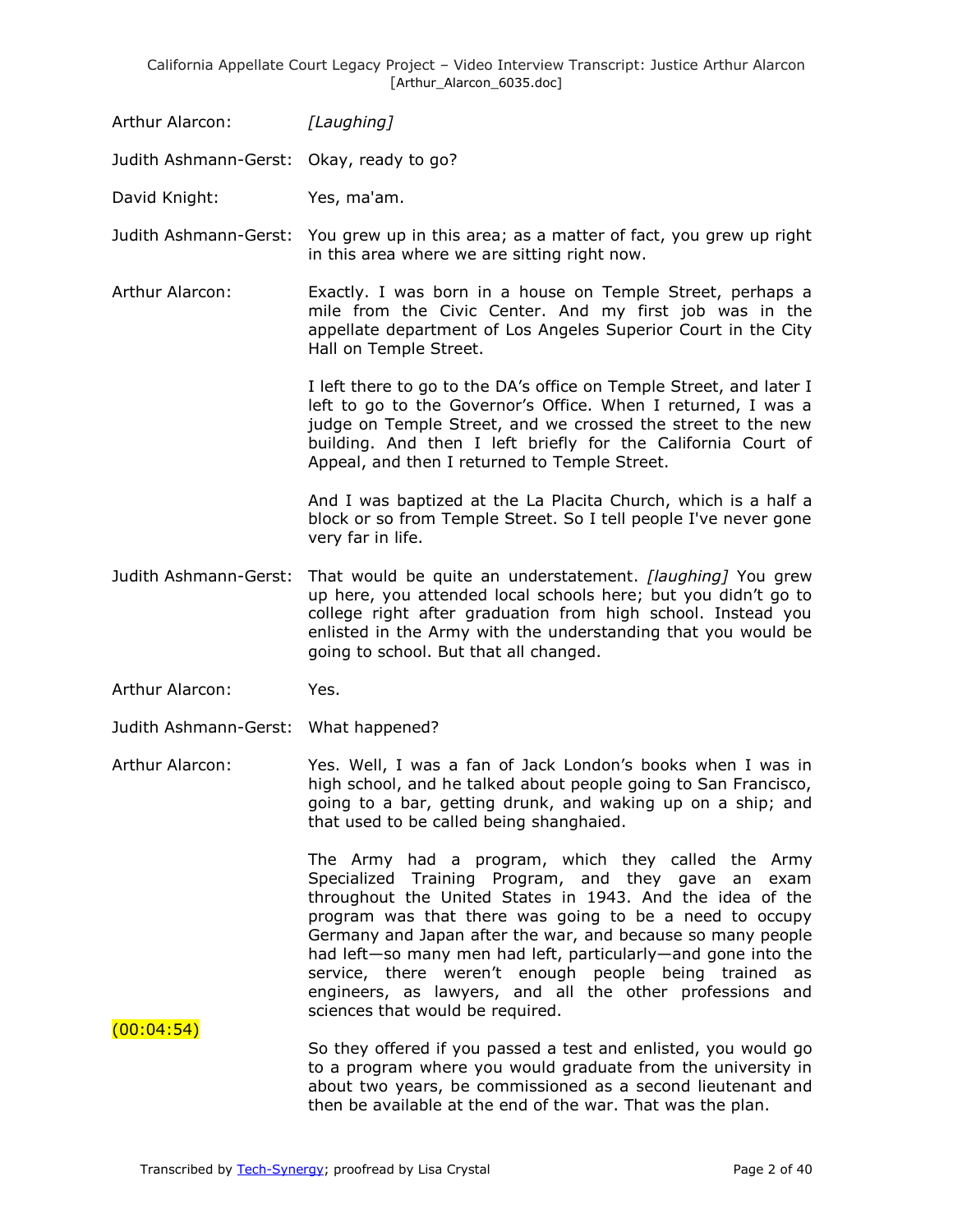Arthur Alarcon: *[Laughing]*

Judith Ashmann-Gerst: Okay, ready to go?

David Knight: Yes, ma'am.

Judith Ashmann-Gerst: You grew up in this area; as a matter of fact, you grew up right in this area where we are sitting right now.

Arthur Alarcon: Exactly. I was born in a house on Temple Street, perhaps a mile from the Civic Center. And my first job was in the appellate department of Los Angeles Superior Court in the City Hall on Temple Street.

I left there to go to the DA's office on Temple Street, and later I left to go to the Governor's Office. When I returned, I was a judge on Temple Street, and we crossed the street to the new building. And then I left briefly for the California Court of Appeal, and then I returned to Temple Street.

And I was baptized at the La Placita Church, which is a half a block or so from Temple Street. So I tell people I've never gone very far in life.

Judith Ashmann-Gerst: That would be quite an understatement. *[laughing]* You grew up here, you attended local schools here; but you didn't go to college right after graduation from high school. Instead you enlisted in the Army with the understanding that you would be going to school. But that all changed.

Arthur Alarcon: Yes.

Judith Ashmann-Gerst: What happened?

Arthur Alarcon: Yes. Well, I was a fan of Jack London's books when I was in high school, and he talked about people going to San Francisco, going to a bar, getting drunk, and waking up on a ship; and that used to be called being shanghaied.

The Army had a program, which they called the Army Specialized Training Program, and they gave an exam throughout the United States in 1943. And the idea of the program was that there was going to be a need to occupy Germany and Japan after the war, and because so many people had left—so many men had left, particularly—and gone into the service, there weren't enough people being trained as engineers, as lawyers, and all the other professions and sciences that would be required.

(00:04:54)

So they offered if you passed a test and enlisted, you would go to a program where you would graduate from the university in about two years, be commissioned as a second lieutenant and then be available at the end of the war. That was the plan.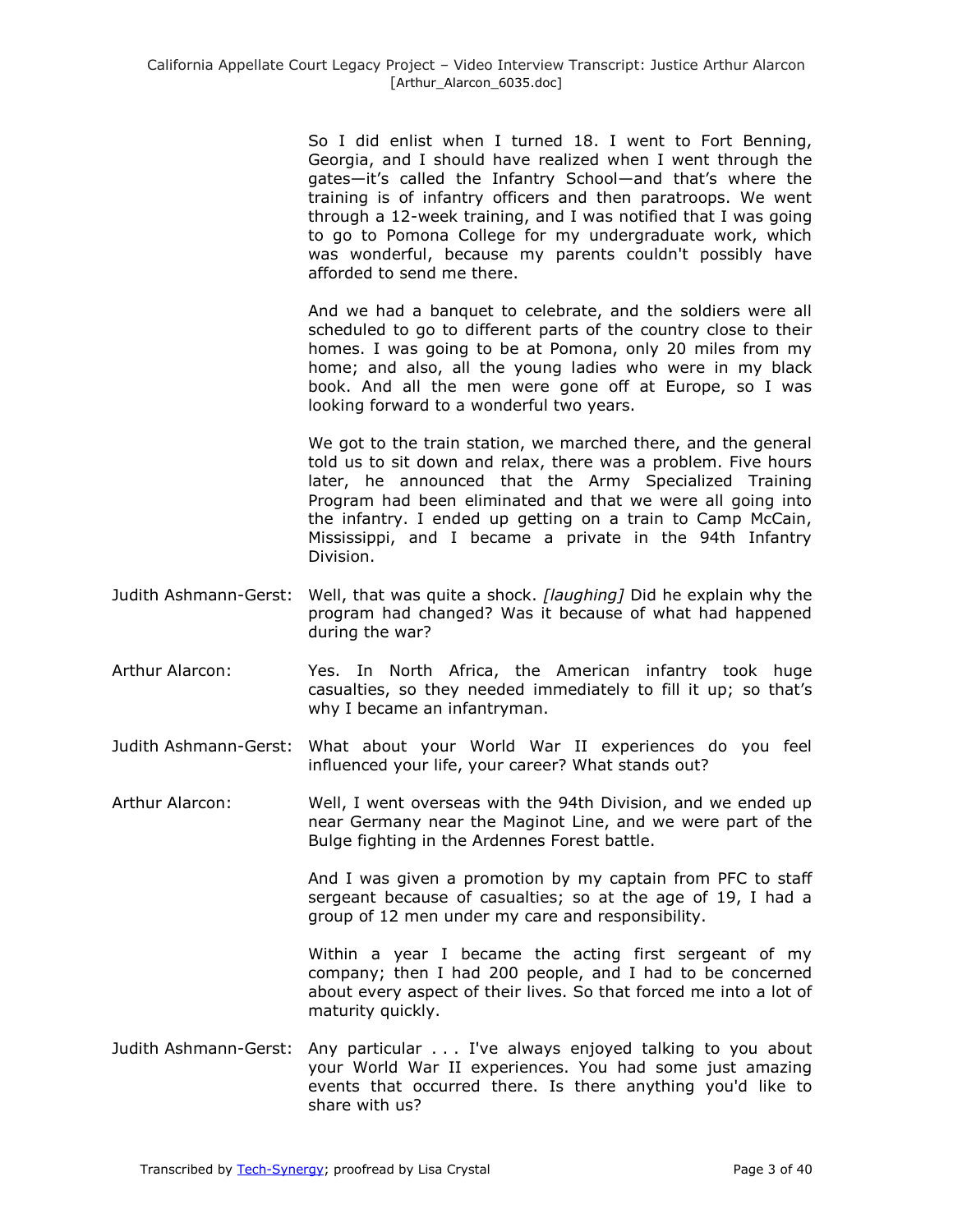So I did enlist when I turned 18. I went to Fort Benning, Georgia, and I should have realized when I went through the gates—it's called the Infantry School—and that's where the training is of infantry officers and then paratroops. We went through a 12-week training, and I was notified that I was going to go to Pomona College for my undergraduate work, which was wonderful, because my parents couldn't possibly have afforded to send me there.

And we had a banquet to celebrate, and the soldiers were all scheduled to go to different parts of the country close to their homes. I was going to be at Pomona, only 20 miles from my home; and also, all the young ladies who were in my black book. And all the men were gone off at Europe, so I was looking forward to a wonderful two years.

We got to the train station, we marched there, and the general told us to sit down and relax, there was a problem. Five hours later, he announced that the Army Specialized Training Program had been eliminated and that we were all going into the infantry. I ended up getting on a train to Camp McCain, Mississippi, and I became a private in the 94th Infantry Division.

Judith Ashmann-Gerst: Well, that was quite a shock. *[laughing]* Did he explain why the program had changed? Was it because of what had happened during the war?

Arthur Alarcon: Yes. In North Africa, the American infantry took huge casualties, so they needed immediately to fill it up; so that's why I became an infantryman.

Judith Ashmann-Gerst: What about your World War II experiences do you feel influenced your life, your career? What stands out?

Arthur Alarcon: Well, I went overseas with the 94th Division, and we ended up near Germany near the Maginot Line, and we were part of the Bulge fighting in the Ardennes Forest battle.

And I was given a promotion by my captain from PFC to staff sergeant because of casualties; so at the age of 19, I had a group of 12 men under my care and responsibility.

Within a year I became the acting first sergeant of my company; then I had 200 people, and I had to be concerned about every aspect of their lives. So that forced me into a lot of maturity quickly.

Judith Ashmann-Gerst: Any particular . . . I've always enjoyed talking to you about your World War II experiences. You had some just amazing events that occurred there. Is there anything you'd like to share with us?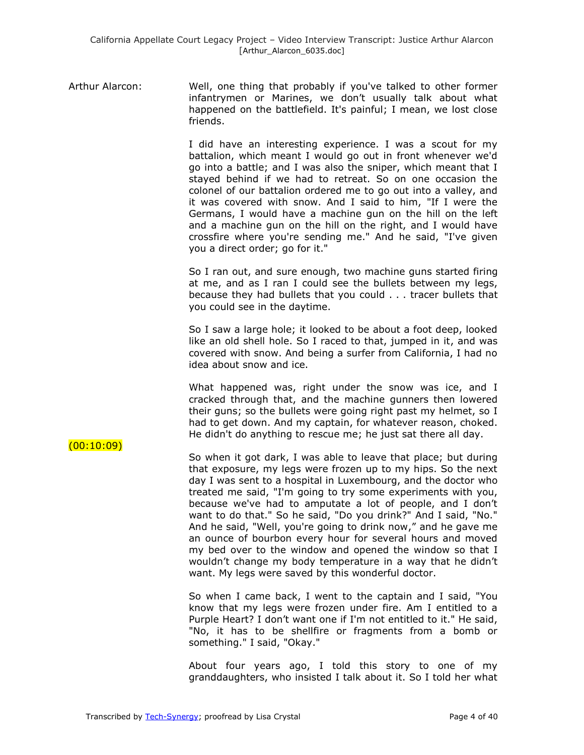Arthur Alarcon: Well, one thing that probably if you've talked to other former infantrymen or Marines, we don't usually talk about what happened on the battlefield. It's painful; I mean, we lost close friends.

I did have an interesting experience. I was a scout for my battalion, which meant I would go out in front whenever we'd go into a battle; and I was also the sniper, which meant that I stayed behind if we had to retreat. So on one occasion the colonel of our battalion ordered me to go out into a valley, and it was covered with snow. And I said to him, "If I were the Germans, I would have a machine gun on the hill on the left and a machine gun on the hill on the right, and I would have crossfire where you're sending me." And he said, "I've given you a direct order; go for it."

So I ran out, and sure enough, two machine guns started firing at me, and as I ran I could see the bullets between my legs, because they had bullets that you could . . . tracer bullets that you could see in the daytime.

So I saw a large hole; it looked to be about a foot deep, looked like an old shell hole. So I raced to that, jumped in it, and was covered with snow. And being a surfer from California, I had no idea about snow and ice.

What happened was, right under the snow was ice, and I cracked through that, and the machine gunners then lowered their guns; so the bullets were going right past my helmet, so I had to get down. And my captain, for whatever reason, choked. He didn't do anything to rescue me; he just sat there all day.

(00:10:09)

So when it got dark, I was able to leave that place; but during that exposure, my legs were frozen up to my hips. So the next day I was sent to a hospital in Luxembourg, and the doctor who treated me said, "I'm going to try some experiments with you, because we've had to amputate a lot of people, and I don't want to do that." So he said, "Do you drink?" And I said, "No." And he said, "Well, you're going to drink now," and he gave me an ounce of bourbon every hour for several hours and moved my bed over to the window and opened the window so that I wouldn't change my body temperature in a way that he didn't want. My legs were saved by this wonderful doctor.

So when I came back, I went to the captain and I said, "You know that my legs were frozen under fire. Am I entitled to a Purple Heart? I don't want one if I'm not entitled to it." He said, "No, it has to be shellfire or fragments from a bomb or something." I said, "Okay."

About four years ago, I told this story to one of my granddaughters, who insisted I talk about it. So I told her what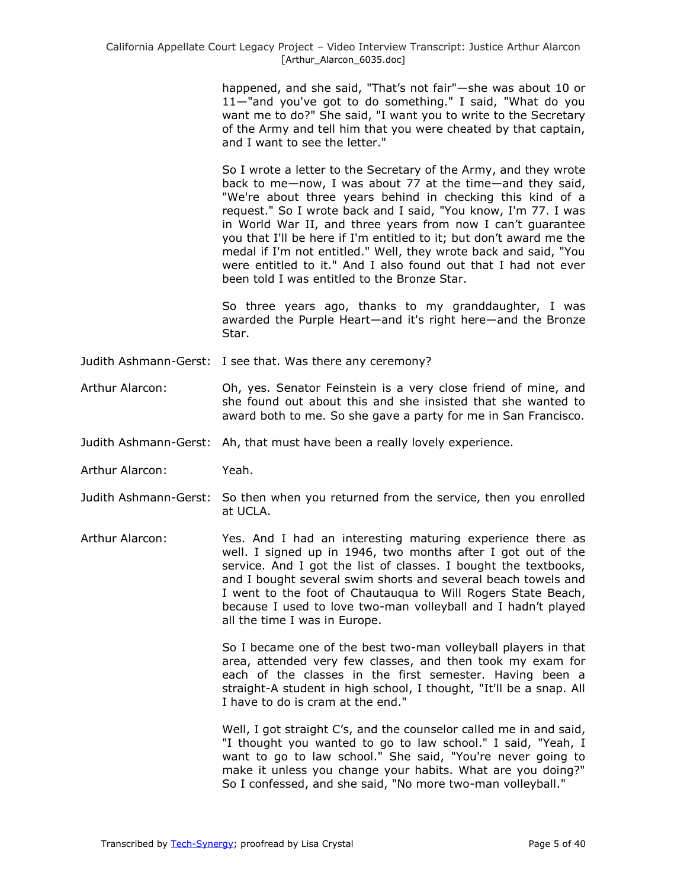happened, and she said, "That's not fair"—she was about 10 or 11—"and you've got to do something." I said, "What do you want me to do?" She said, "I want you to write to the Secretary of the Army and tell him that you were cheated by that captain, and I want to see the letter."

So I wrote a letter to the Secretary of the Army, and they wrote back to me—now, I was about 77 at the time—and they said, "We're about three years behind in checking this kind of a request." So I wrote back and I said, "You know, I'm 77. I was in World War II, and three years from now I can't guarantee you that I'll be here if I'm entitled to it; but don't award me the medal if I'm not entitled." Well, they wrote back and said, "You were entitled to it." And I also found out that I had not ever been told I was entitled to the Bronze Star.

So three years ago, thanks to my granddaughter, I was awarded the Purple Heart—and it's right here—and the Bronze Star.

Judith Ashmann-Gerst: I see that. Was there any ceremony?

Arthur Alarcon: Oh, yes. Senator Feinstein is a very close friend of mine, and she found out about this and she insisted that she wanted to award both to me. So she gave a party for me in San Francisco.

Judith Ashmann-Gerst: Ah, that must have been a really lovely experience.

Arthur Alarcon: Yeah.

Judith Ashmann-Gerst: So then when you returned from the service, then you enrolled at UCLA.

Arthur Alarcon: Yes. And I had an interesting maturing experience there as well. I signed up in 1946, two months after I got out of the service. And I got the list of classes. I bought the textbooks, and I bought several swim shorts and several beach towels and I went to the foot of Chautauqua to Will Rogers State Beach, because I used to love two-man volleyball and I hadn't played all the time I was in Europe.

So I became one of the best two-man volleyball players in that area, attended very few classes, and then took my exam for each of the classes in the first semester. Having been a straight-A student in high school, I thought, "It'll be a snap. All I have to do is cram at the end."

Well, I got straight C's, and the counselor called me in and said, "I thought you wanted to go to law school." I said, "Yeah, I want to go to law school." She said, "You're never going to make it unless you change your habits. What are you doing?" So I confessed, and she said, "No more two-man volleyball."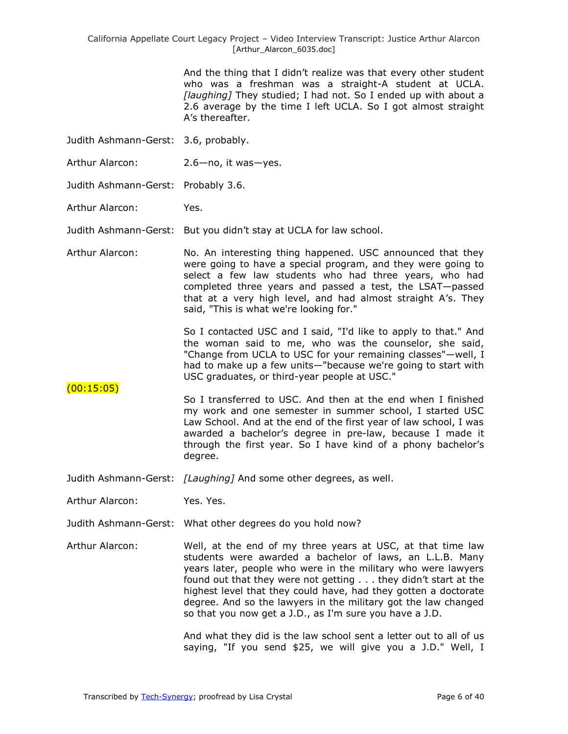And the thing that I didn't realize was that every other student who was a freshman was a straight-A student at UCLA. *[laughing]* They studied; I had not. So I ended up with about a 2.6 average by the time I left UCLA. So I got almost straight A's thereafter.

Judith Ashmann-Gerst: 3.6, probably.

Arthur Alarcon: 2.6—no, it was—yes.

Judith Ashmann-Gerst: Probably 3.6.

Arthur Alarcon: Yes.

Judith Ashmann-Gerst: But you didn't stay at UCLA for law school.

Arthur Alarcon: No. An interesting thing happened. USC announced that they were going to have a special program, and they were going to select a few law students who had three years, who had completed three years and passed a test, the LSAT—passed that at a very high level, and had almost straight A's. They said, "This is what we're looking for."

So I contacted USC and I said, "I'd like to apply to that." And the woman said to me, who was the counselor, she said, "Change from UCLA to USC for your remaining classes"—well, I had to make up a few units—"because we're going to start with USC graduates, or third-year people at USC."

(00:15:05)

So I transferred to USC. And then at the end when I finished my work and one semester in summer school, I started USC Law School. And at the end of the first year of law school, I was awarded a bachelor's degree in pre-law, because I made it through the first year. So I have kind of a phony bachelor's degree.

Judith Ashmann-Gerst: *[Laughing]* And some other degrees, as well.

Arthur Alarcon: Yes. Yes.

Judith Ashmann-Gerst: What other degrees do you hold now?

Arthur Alarcon: Well, at the end of my three years at USC, at that time law students were awarded a bachelor of laws, an L.L.B. Many years later, people who were in the military who were lawyers found out that they were not getting . . . they didn't start at the highest level that they could have, had they gotten a doctorate degree. And so the lawyers in the military got the law changed so that you now get a J.D., as I'm sure you have a J.D.

And what they did is the law school sent a letter out to all of us saying, "If you send $25, we will give you a J.D." Well, I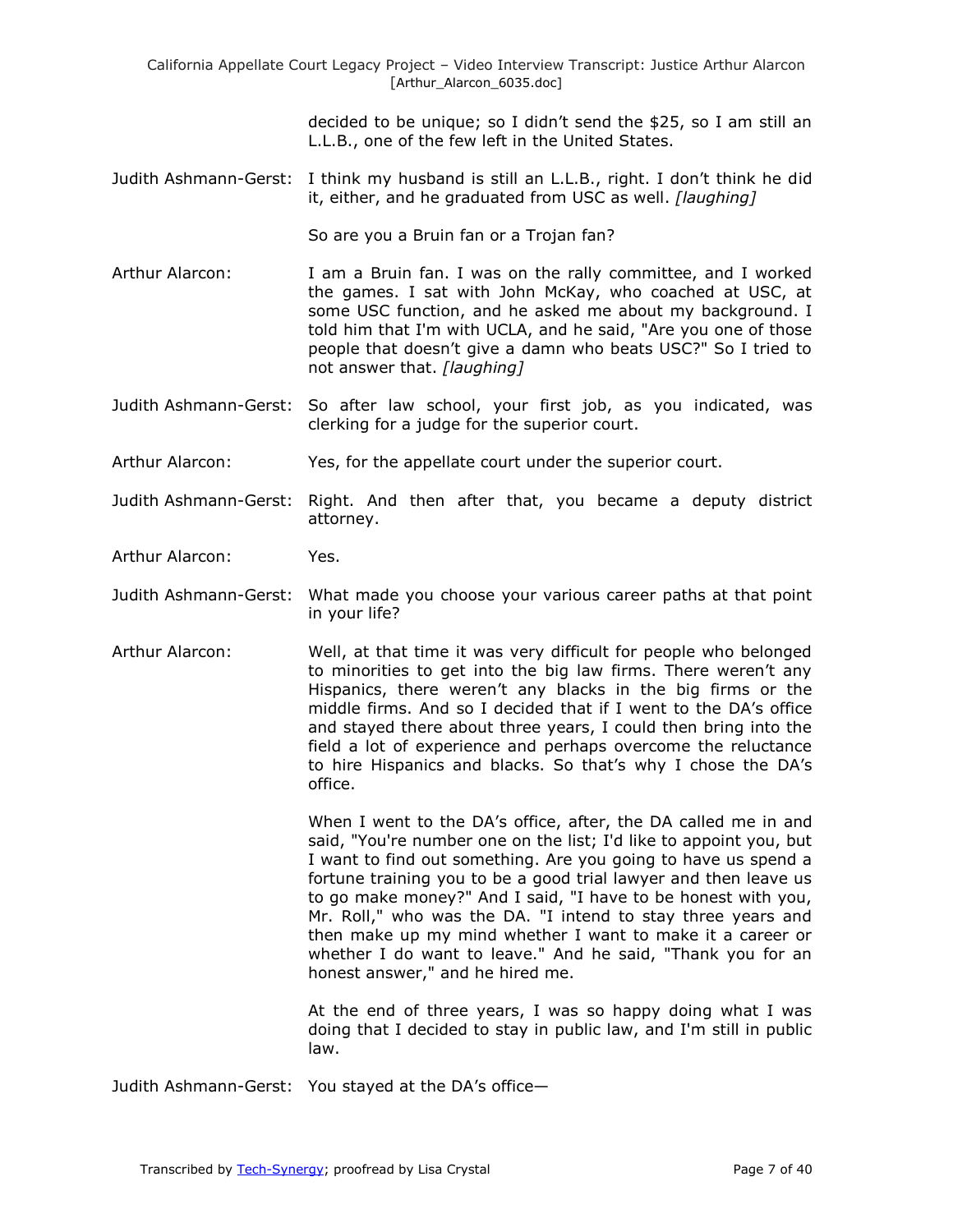decided to be unique; so I didn't send the $25, so I am still an L.L.B., one of the few left in the United States.

Judith Ashmann-Gerst: I think my husband is still an L.L.B., right. I don't think he did it, either, and he graduated from USC as well. *[laughing]*

So are you a Bruin fan or a Trojan fan?

Arthur Alarcon: I am a Bruin fan. I was on the rally committee, and I worked the games. I sat with John McKay, who coached at USC, at some USC function, and he asked me about my background. I told him that I'm with UCLA, and he said, "Are you one of those people that doesn't give a damn who beats USC?" So I tried to not answer that. *[laughing]*

Judith Ashmann-Gerst: So after law school, your first job, as you indicated, was clerking for a judge for the superior court.

Arthur Alarcon: Yes, for the appellate court under the superior court.

Judith Ashmann-Gerst: Right. And then after that, you became a deputy district attorney.

Arthur Alarcon: Yes.

Judith Ashmann-Gerst: What made you choose your various career paths at that point in your life?

Arthur Alarcon: Well, at that time it was very difficult for people who belonged to minorities to get into the big law firms. There weren't any Hispanics, there weren't any blacks in the big firms or the middle firms. And so I decided that if I went to the DA's office and stayed there about three years, I could then bring into the field a lot of experience and perhaps overcome the reluctance to hire Hispanics and blacks. So that's why I chose the DA's office.

When I went to the DA's office, after, the DA called me in and said, "You're number one on the list; I'd like to appoint you, but I want to find out something. Are you going to have us spend a fortune training you to be a good trial lawyer and then leave us to go make money?" And I said, "I have to be honest with you, Mr. Roll," who was the DA. "I intend to stay three years and then make up my mind whether I want to make it a career or whether I do want to leave." And he said, "Thank you for an honest answer," and he hired me.

At the end of three years, I was so happy doing what I was doing that I decided to stay in public law, and I'm still in public law.

Judith Ashmann-Gerst: You stayed at the DA's office—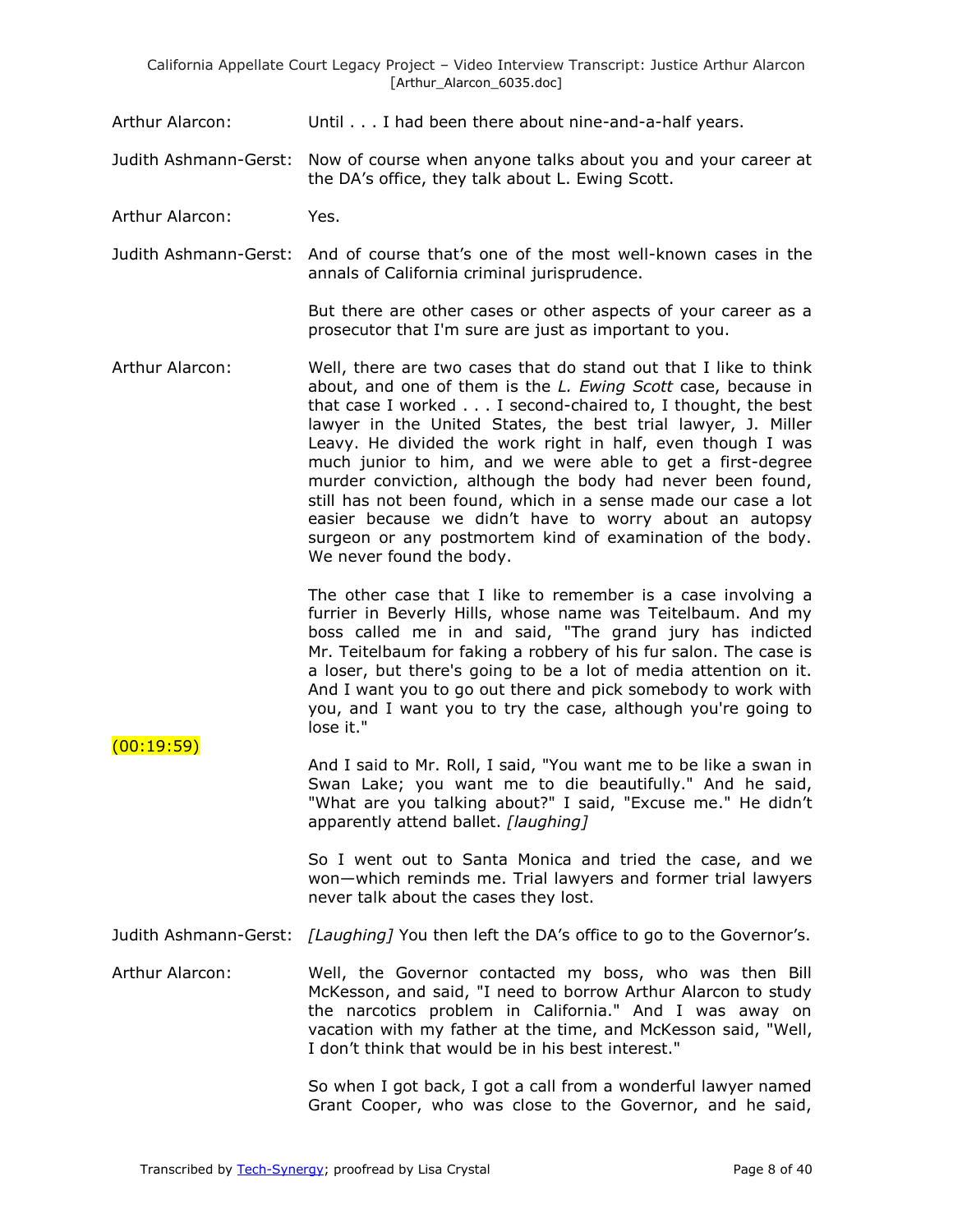Arthur Alarcon: Until . . . I had been there about nine-and-a-half years.

Judith Ashmann-Gerst: Now of course when anyone talks about you and your career at the DA's office, they talk about L. Ewing Scott.

Arthur Alarcon: Yes.

Judith Ashmann-Gerst: And of course that's one of the most well-known cases in the annals of California criminal jurisprudence.

But there are other cases or other aspects of your career as a prosecutor that I'm sure are just as important to you.

Arthur Alarcon: Well, there are two cases that do stand out that I like to think about, and one of them is the *L. Ewing Scott* case, because in that case I worked . . . I second-chaired to, I thought, the best lawyer in the United States, the best trial lawyer, J. Miller Leavy. He divided the work right in half, even though I was much junior to him, and we were able to get a first-degree murder conviction, although the body had never been found, still has not been found, which in a sense made our case a lot easier because we didn't have to worry about an autopsy surgeon or any postmortem kind of examination of the body. We never found the body.

The other case that I like to remember is a case involving a furrier in Beverly Hills, whose name was Teitelbaum. And my boss called me in and said, "The grand jury has indicted Mr. Teitelbaum for faking a robbery of his fur salon. The case is a loser, but there's going to be a lot of media attention on it. And I want you to go out there and pick somebody to work with you, and I want you to try the case, although you're going to lose it."

(00:19:59)

And I said to Mr. Roll, I said, "You want me to be like a swan in Swan Lake; you want me to die beautifully." And he said, "What are you talking about?" I said, "Excuse me." He didn't apparently attend ballet. *[laughing]*

So I went out to Santa Monica and tried the case, and we won—which reminds me. Trial lawyers and former trial lawyers never talk about the cases they lost.

Judith Ashmann-Gerst: *[Laughing]* You then left the DA's office to go to the Governor's.

Arthur Alarcon: Well, the Governor contacted my boss, who was then Bill McKesson, and said, "I need to borrow Arthur Alarcon to study the narcotics problem in California." And I was away on vacation with my father at the time, and McKesson said, "Well, I don't think that would be in his best interest."

So when I got back, I got a call from a wonderful lawyer named Grant Cooper, who was close to the Governor, and he said,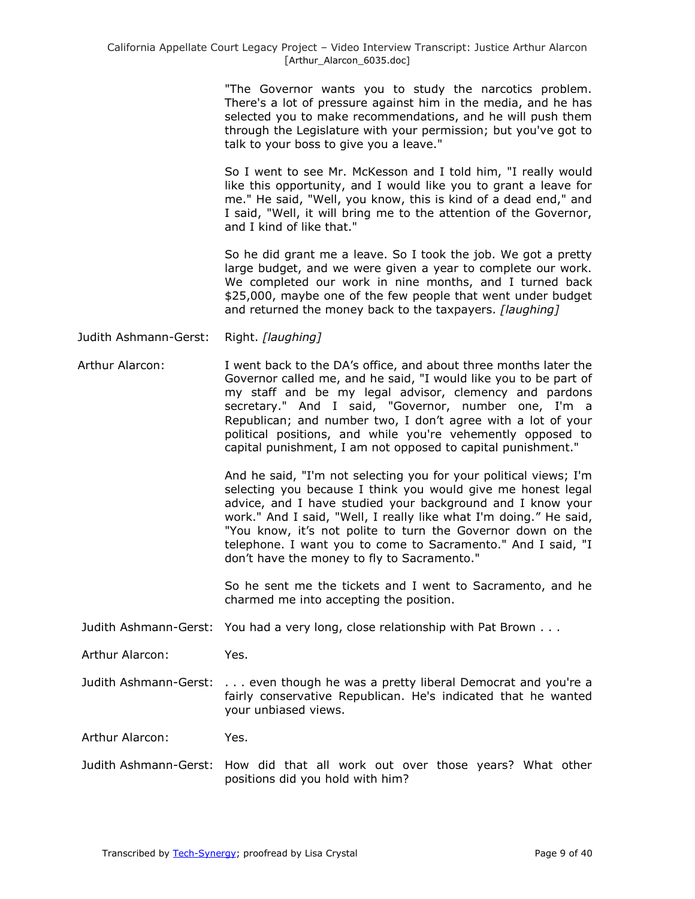"The Governor wants you to study the narcotics problem. There's a lot of pressure against him in the media, and he has selected you to make recommendations, and he will push them through the Legislature with your permission; but you've got to talk to your boss to give you a leave."

So I went to see Mr. McKesson and I told him, "I really would like this opportunity, and I would like you to grant a leave for me." He said, "Well, you know, this is kind of a dead end," and I said, "Well, it will bring me to the attention of the Governor, and I kind of like that."

So he did grant me a leave. So I took the job. We got a pretty large budget, and we were given a year to complete our work. We completed our work in nine months, and I turned back $25,000, maybe one of the few people that went under budget and returned the money back to the taxpayers. *[laughing]*

Judith Ashmann-Gerst: Right. *[laughing]*

Arthur Alarcon: I went back to the DA's office, and about three months later the Governor called me, and he said, "I would like you to be part of my staff and be my legal advisor, clemency and pardons secretary." And I said, "Governor, number one, I'm a Republican; and number two, I don't agree with a lot of your political positions, and while you're vehemently opposed to capital punishment, I am not opposed to capital punishment."

And he said, "I'm not selecting you for your political views; I'm selecting you because I think you would give me honest legal advice, and I have studied your background and I know your work." And I said, "Well, I really like what I'm doing." He said, "You know, it's not polite to turn the Governor down on the telephone. I want you to come to Sacramento." And I said, "I don't have the money to fly to Sacramento."

So he sent me the tickets and I went to Sacramento, and he charmed me into accepting the position.

Judith Ashmann-Gerst: You had a very long, close relationship with Pat Brown . . .

Arthur Alarcon: Yes.

Judith Ashmann-Gerst: . . . even though he was a pretty liberal Democrat and you're a fairly conservative Republican. He's indicated that he wanted your unbiased views.

Arthur Alarcon: Yes.

Judith Ashmann-Gerst: How did that all work out over those years? What other positions did you hold with him?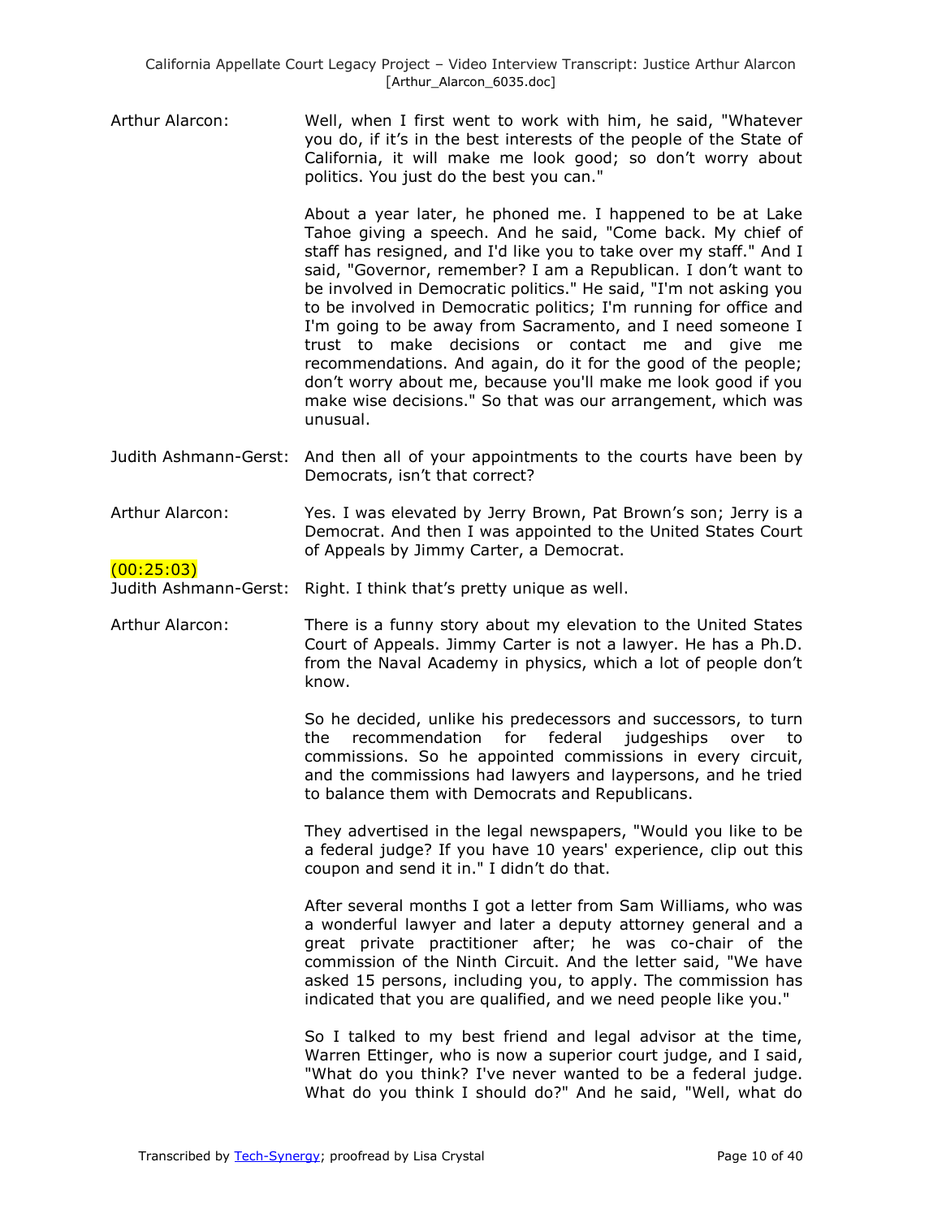Arthur Alarcon: Well, when I first went to work with him, he said, "Whatever you do, if it's in the best interests of the people of the State of California, it will make me look good; so don't worry about politics. You just do the best you can."

About a year later, he phoned me. I happened to be at Lake Tahoe giving a speech. And he said, "Come back. My chief of staff has resigned, and I'd like you to take over my staff." And I said, "Governor, remember? I am a Republican. I don't want to be involved in Democratic politics." He said, "I'm not asking you to be involved in Democratic politics; I'm running for office and I'm going to be away from Sacramento, and I need someone I trust to make decisions or contact me and give me recommendations. And again, do it for the good of the people; don't worry about me, because you'll make me look good if you make wise decisions." So that was our arrangement, which was unusual.

Judith Ashmann-Gerst: And then all of your appointments to the courts have been by Democrats, isn't that correct?

Arthur Alarcon: Yes. I was elevated by Jerry Brown, Pat Brown's son; Jerry is a Democrat. And then I was appointed to the United States Court of Appeals by Jimmy Carter, a Democrat.

(00:25:03)

Judith Ashmann-Gerst: Right. I think that's pretty unique as well.

Arthur Alarcon: There is a funny story about my elevation to the United States Court of Appeals. Jimmy Carter is not a lawyer. He has a Ph.D. from the Naval Academy in physics, which a lot of people don't know.

So he decided, unlike his predecessors and successors, to turn the recommendation for federal judgeships over to commissions. So he appointed commissions in every circuit, and the commissions had lawyers and laypersons, and he tried to balance them with Democrats and Republicans.

They advertised in the legal newspapers, "Would you like to be a federal judge? If you have 10 years' experience, clip out this coupon and send it in." I didn't do that.

After several months I got a letter from Sam Williams, who was a wonderful lawyer and later a deputy attorney general and a great private practitioner after; he was co-chair of the commission of the Ninth Circuit. And the letter said, "We have asked 15 persons, including you, to apply. The commission has indicated that you are qualified, and we need people like you."

So I talked to my best friend and legal advisor at the time, Warren Ettinger, who is now a superior court judge, and I said, "What do you think? I've never wanted to be a federal judge. What do you think I should do?" And he said, "Well, what do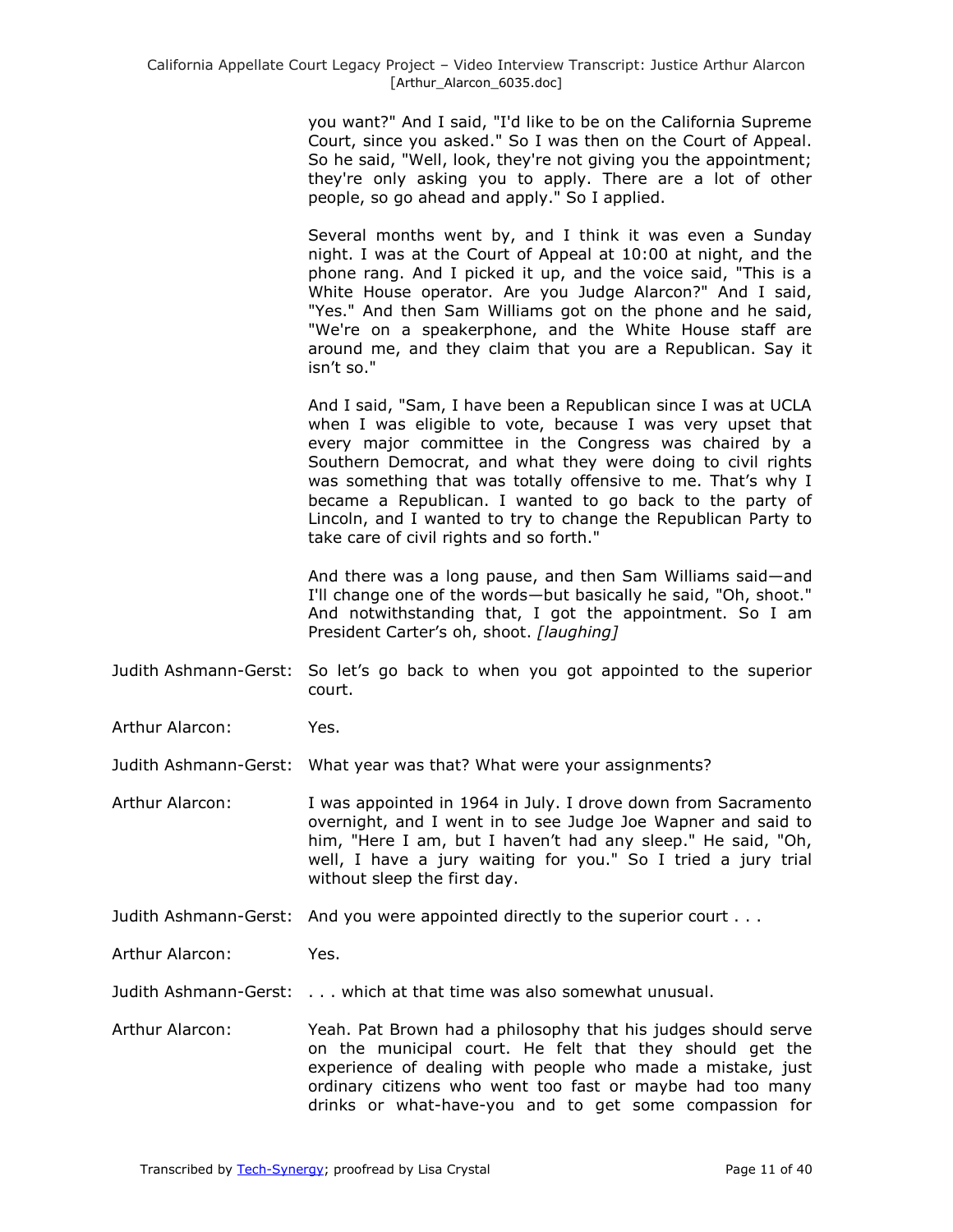you want?" And I said, "I'd like to be on the California Supreme Court, since you asked." So I was then on the Court of Appeal. So he said, "Well, look, they're not giving you the appointment; they're only asking you to apply. There are a lot of other people, so go ahead and apply." So I applied.

Several months went by, and I think it was even a Sunday night. I was at the Court of Appeal at 10:00 at night, and the phone rang. And I picked it up, and the voice said, "This is a White House operator. Are you Judge Alarcon?" And I said, "Yes." And then Sam Williams got on the phone and he said, "We're on a speakerphone, and the White House staff are around me, and they claim that you are a Republican. Say it isn't so."

And I said, "Sam, I have been a Republican since I was at UCLA when I was eligible to vote, because I was very upset that every major committee in the Congress was chaired by a Southern Democrat, and what they were doing to civil rights was something that was totally offensive to me. That's why I became a Republican. I wanted to go back to the party of Lincoln, and I wanted to try to change the Republican Party to take care of civil rights and so forth."

And there was a long pause, and then Sam Williams said—and I'll change one of the words—but basically he said, "Oh, shoot." And notwithstanding that, I got the appointment. So I am President Carter's oh, shoot. *[laughing]*

Judith Ashmann-Gerst: So let's go back to when you got appointed to the superior court.

Arthur Alarcon: Yes.

Judith Ashmann-Gerst: What year was that? What were your assignments?

Arthur Alarcon: I was appointed in 1964 in July. I drove down from Sacramento overnight, and I went in to see Judge Joe Wapner and said to him, "Here I am, but I haven't had any sleep." He said, "Oh, well, I have a jury waiting for you." So I tried a jury trial without sleep the first day.

Judith Ashmann-Gerst: And you were appointed directly to the superior court . . .

Arthur Alarcon: Yes.

Judith Ashmann-Gerst: . . . which at that time was also somewhat unusual.

Arthur Alarcon: Yeah. Pat Brown had a philosophy that his judges should serve on the municipal court. He felt that they should get the experience of dealing with people who made a mistake, just ordinary citizens who went too fast or maybe had too many drinks or what-have-you and to get some compassion for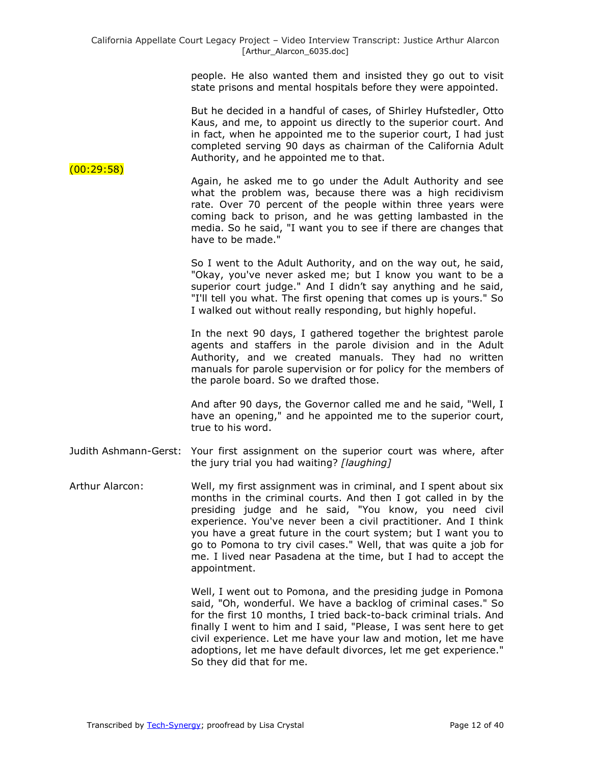people. He also wanted them and insisted they go out to visit state prisons and mental hospitals before they were appointed.

But he decided in a handful of cases, of Shirley Hufstedler, Otto Kaus, and me, to appoint us directly to the superior court. And in fact, when he appointed me to the superior court, I had just completed serving 90 days as chairman of the California Adult Authority, and he appointed me to that.

(00:29:58)

Again, he asked me to go under the Adult Authority and see what the problem was, because there was a high recidivism rate. Over 70 percent of the people within three years were coming back to prison, and he was getting lambasted in the media. So he said, "I want you to see if there are changes that have to be made."

So I went to the Adult Authority, and on the way out, he said, "Okay, you've never asked me; but I know you want to be a superior court judge." And I didn't say anything and he said, "I'll tell you what. The first opening that comes up is yours." So I walked out without really responding, but highly hopeful.

In the next 90 days, I gathered together the brightest parole agents and staffers in the parole division and in the Adult Authority, and we created manuals. They had no written manuals for parole supervision or for policy for the members of the parole board. So we drafted those.

And after 90 days, the Governor called me and he said, "Well, I have an opening," and he appointed me to the superior court, true to his word.

Judith Ashmann-Gerst: Your first assignment on the superior court was where, after the jury trial you had waiting? *[laughing]*

Arthur Alarcon: Well, my first assignment was in criminal, and I spent about six months in the criminal courts. And then I got called in by the presiding judge and he said, "You know, you need civil experience. You've never been a civil practitioner. And I think you have a great future in the court system; but I want you to go to Pomona to try civil cases." Well, that was quite a job for me. I lived near Pasadena at the time, but I had to accept the appointment.

Well, I went out to Pomona, and the presiding judge in Pomona said, "Oh, wonderful. We have a backlog of criminal cases." So for the first 10 months, I tried back-to-back criminal trials. And finally I went to him and I said, "Please, I was sent here to get civil experience. Let me have your law and motion, let me have adoptions, let me have default divorces, let me get experience." So they did that for me.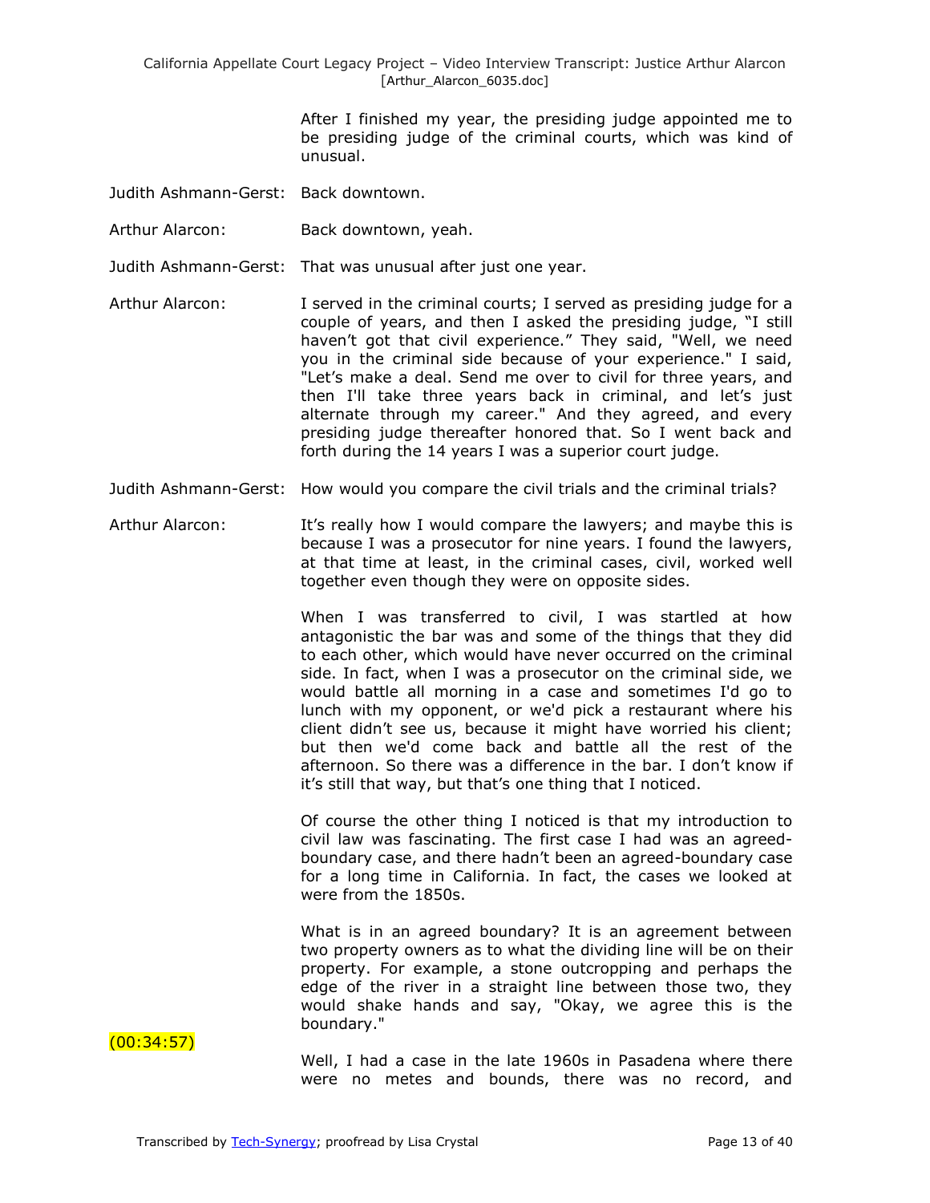After I finished my year, the presiding judge appointed me to be presiding judge of the criminal courts, which was kind of unusual.

Judith Ashmann-Gerst: Back downtown.

Arthur Alarcon: Back downtown, yeah.

Judith Ashmann-Gerst: That was unusual after just one year.

Arthur Alarcon: I served in the criminal courts; I served as presiding judge for a couple of years, and then I asked the presiding judge, "I still haven't got that civil experience." They said, "Well, we need you in the criminal side because of your experience." I said, "Let's make a deal. Send me over to civil for three years, and then I'll take three years back in criminal, and let's just alternate through my career." And they agreed, and every presiding judge thereafter honored that. So I went back and forth during the 14 years I was a superior court judge.

Judith Ashmann-Gerst: How would you compare the civil trials and the criminal trials?

Arthur Alarcon: It's really how I would compare the lawyers; and maybe this is because I was a prosecutor for nine years. I found the lawyers, at that time at least, in the criminal cases, civil, worked well together even though they were on opposite sides.

When I was transferred to civil, I was startled at how antagonistic the bar was and some of the things that they did to each other, which would have never occurred on the criminal side. In fact, when I was a prosecutor on the criminal side, we would battle all morning in a case and sometimes I'd go to lunch with my opponent, or we'd pick a restaurant where his client didn't see us, because it might have worried his client; but then we'd come back and battle all the rest of the afternoon. So there was a difference in the bar. I don't know if it's still that way, but that's one thing that I noticed.

Of course the other thing I noticed is that my introduction to civil law was fascinating. The first case I had was an agreed-boundary case, and there hadn't been an agreed-boundary case for a long time in California. In fact, the cases we looked at were from the 1850s.

What is in an agreed boundary? It is an agreement between two property owners as to what the dividing line will be on their property. For example, a stone outcropping and perhaps the edge of the river in a straight line between those two, they would shake hands and say, "Okay, we agree this is the boundary."

(00:34:57)

Well, I had a case in the late 1960s in Pasadena where there were no metes and bounds, there was no record, and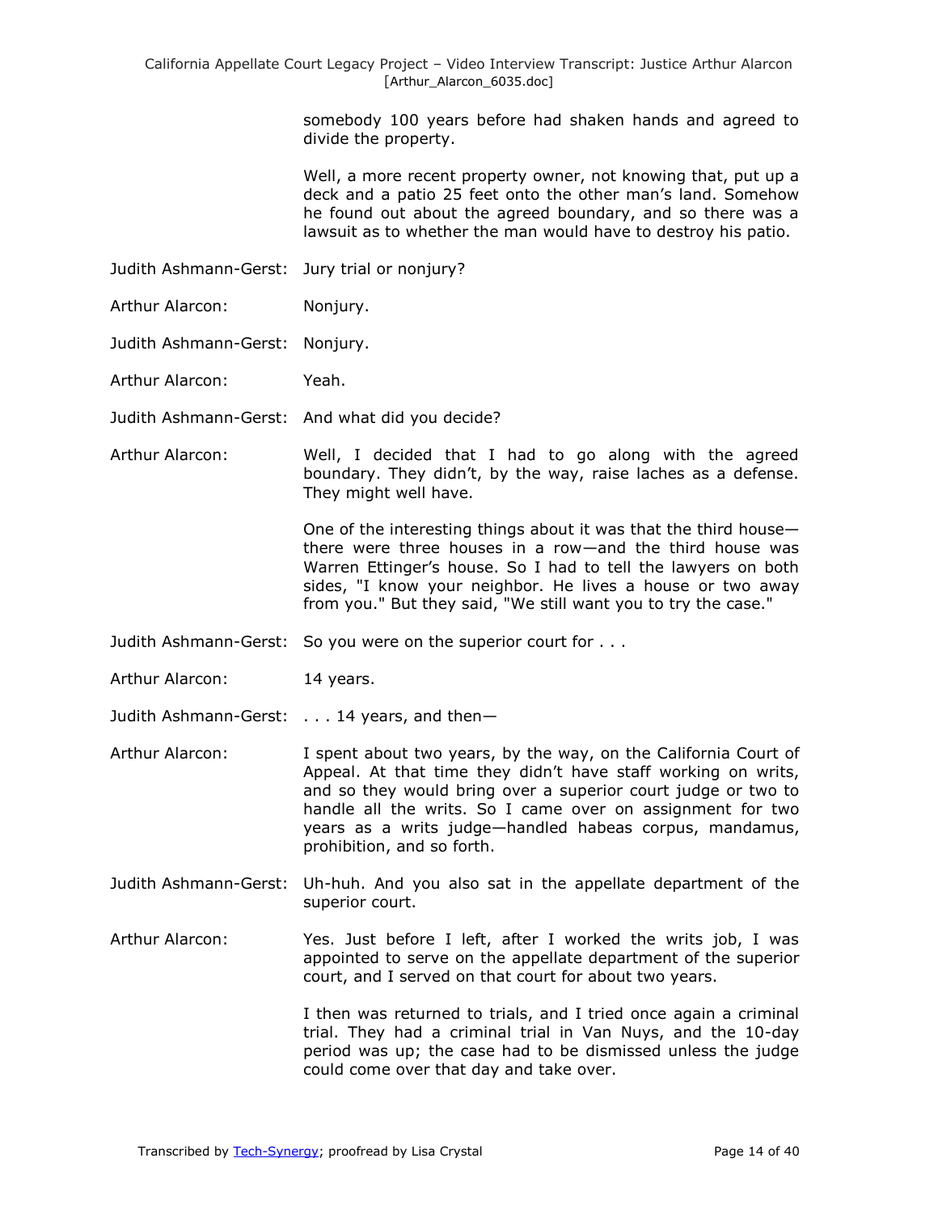somebody 100 years before had shaken hands and agreed to divide the property.

Well, a more recent property owner, not knowing that, put up a deck and a patio 25 feet onto the other man's land. Somehow he found out about the agreed boundary, and so there was a lawsuit as to whether the man would have to destroy his patio.

Judith Ashmann-Gerst: Jury trial or nonjury?

Arthur Alarcon: Nonjury.

Judith Ashmann-Gerst: Nonjury.

Arthur Alarcon: Yeah.

Judith Ashmann-Gerst: And what did you decide?

Arthur Alarcon: Well, I decided that I had to go along with the agreed boundary. They didn't, by the way, raise laches as a defense. They might well have.

One of the interesting things about it was that the third house—there were three houses in a row—and the third house was Warren Ettinger's house. So I had to tell the lawyers on both sides, "I know your neighbor. He lives a house or two away from you." But they said, "We still want you to try the case."

Judith Ashmann-Gerst: So you were on the superior court for . . .

Arthur Alarcon: 14 years.

Judith Ashmann-Gerst: . . . 14 years, and then—

Arthur Alarcon: I spent about two years, by the way, on the California Court of Appeal. At that time they didn't have staff working on writs, and so they would bring over a superior court judge or two to handle all the writs. So I came over on assignment for two years as a writs judge—handled habeas corpus, mandamus, prohibition, and so forth.

Judith Ashmann-Gerst: Uh-huh. And you also sat in the appellate department of the superior court.

Arthur Alarcon: Yes. Just before I left, after I worked the writs job, I was appointed to serve on the appellate department of the superior court, and I served on that court for about two years.

I then was returned to trials, and I tried once again a criminal trial. They had a criminal trial in Van Nuys, and the 10-day period was up; the case had to be dismissed unless the judge could come over that day and take over.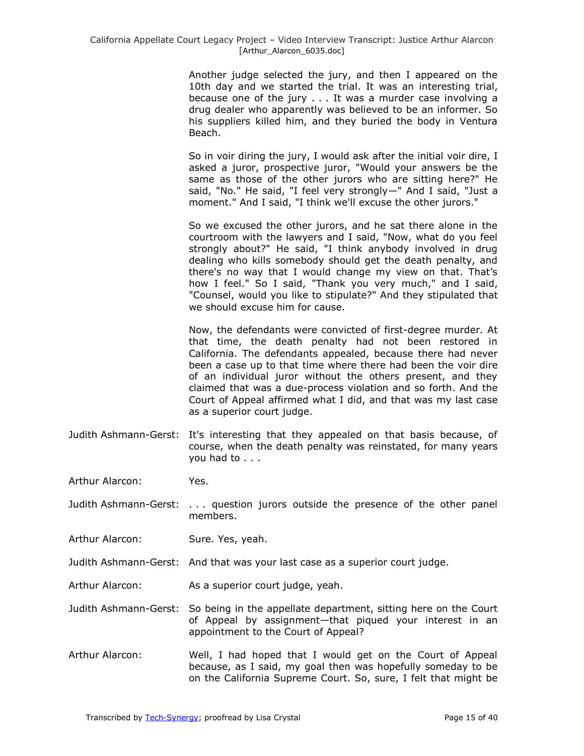Another judge selected the jury, and then I appeared on the 10th day and we started the trial. It was an interesting trial, because one of the jury . . . It was a murder case involving a drug dealer who apparently was believed to be an informer. So his suppliers killed him, and they buried the body in Ventura Beach.

So in voir diring the jury, I would ask after the initial voir dire, I asked a juror, prospective juror, "Would your answers be the same as those of the other jurors who are sitting here?" He said, "No." He said, "I feel very strongly—" And I said, "Just a moment." And I said, "I think we'll excuse the other jurors."

So we excused the other jurors, and he sat there alone in the courtroom with the lawyers and I said, "Now, what do you feel strongly about?" He said, "I think anybody involved in drug dealing who kills somebody should get the death penalty, and there's no way that I would change my view on that. That's how I feel." So I said, "Thank you very much," and I said, "Counsel, would you like to stipulate?" And they stipulated that we should excuse him for cause.

Now, the defendants were convicted of first-degree murder. At that time, the death penalty had not been restored in California. The defendants appealed, because there had never been a case up to that time where there had been the voir dire of an individual juror without the others present, and they claimed that was a due-process violation and so forth. And the Court of Appeal affirmed what I did, and that was my last case as a superior court judge.

Judith Ashmann-Gerst: It's interesting that they appealed on that basis because, of course, when the death penalty was reinstated, for many years you had to . . .

Arthur Alarcon: Yes.

Judith Ashmann-Gerst: . . . question jurors outside the presence of the other panel members.

Arthur Alarcon: Sure. Yes, yeah.

Judith Ashmann-Gerst: And that was your last case as a superior court judge.

Arthur Alarcon: As a superior court judge, yeah.

Judith Ashmann-Gerst: So being in the appellate department, sitting here on the Court of Appeal by assignment—that piqued your interest in an appointment to the Court of Appeal?

Arthur Alarcon: Well, I had hoped that I would get on the Court of Appeal because, as I said, my goal then was hopefully someday to be on the California Supreme Court. So, sure, I felt that might be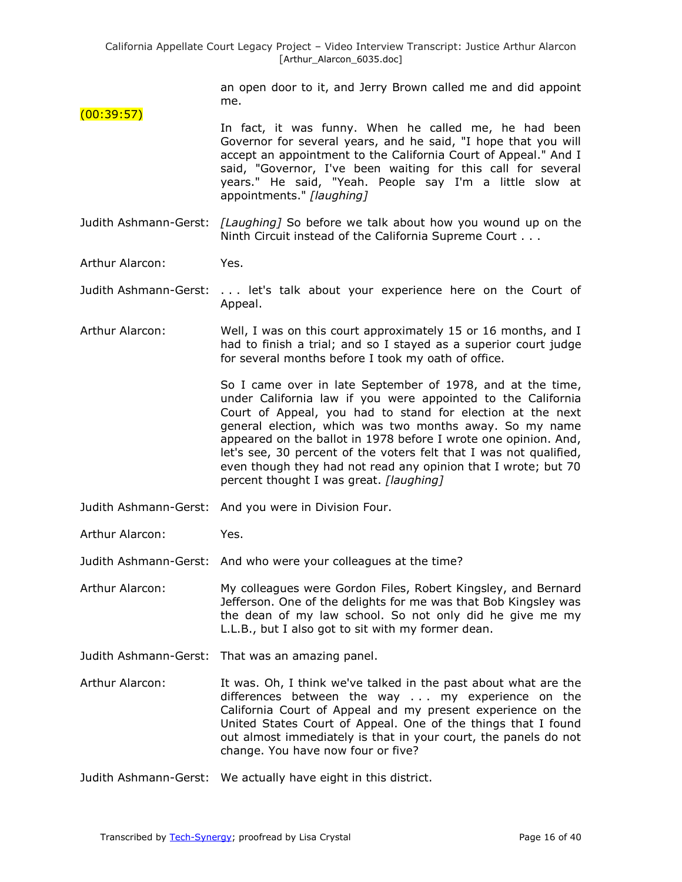an open door to it, and Jerry Brown called me and did appoint me.

(00:39:57)

In fact, it was funny. When he called me, he had been Governor for several years, and he said, "I hope that you will accept an appointment to the California Court of Appeal." And I said, "Governor, I've been waiting for this call for several years." He said, "Yeah. People say I'm a little slow at appointments." *[laughing]*

Judith Ashmann-Gerst: *[Laughing]* So before we talk about how you wound up on the Ninth Circuit instead of the California Supreme Court . . .

Arthur Alarcon: Yes.

Judith Ashmann-Gerst: . . . let's talk about your experience here on the Court of Appeal.

Arthur Alarcon: Well, I was on this court approximately 15 or 16 months, and I had to finish a trial; and so I stayed as a superior court judge for several months before I took my oath of office.

So I came over in late September of 1978, and at the time, under California law if you were appointed to the California Court of Appeal, you had to stand for election at the next general election, which was two months away. So my name appeared on the ballot in 1978 before I wrote one opinion. And, let's see, 30 percent of the voters felt that I was not qualified, even though they had not read any opinion that I wrote; but 70 percent thought I was great. *[laughing]*

Judith Ashmann-Gerst: And you were in Division Four.

Arthur Alarcon: Yes.

Judith Ashmann-Gerst: And who were your colleagues at the time?

Arthur Alarcon: My colleagues were Gordon Files, Robert Kingsley, and Bernard Jefferson. One of the delights for me was that Bob Kingsley was the dean of my law school. So not only did he give me my L.L.B., but I also got to sit with my former dean.

Judith Ashmann-Gerst: That was an amazing panel.

Arthur Alarcon: It was. Oh, I think we've talked in the past about what are the differences between the way . . . my experience on the California Court of Appeal and my present experience on the United States Court of Appeal. One of the things that I found out almost immediately is that in your court, the panels do not change. You have now four or five?

Judith Ashmann-Gerst: We actually have eight in this district.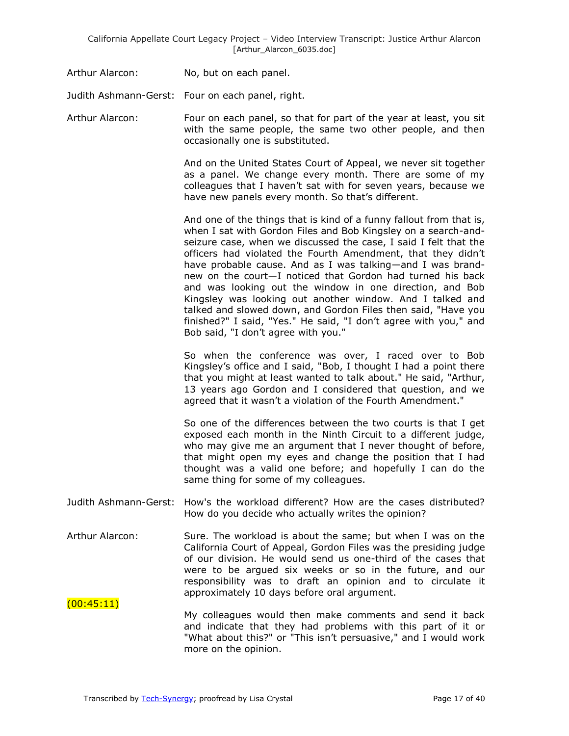Arthur Alarcon: No, but on each panel.

Judith Ashmann-Gerst: Four on each panel, right.

Arthur Alarcon: Four on each panel, so that for part of the year at least, you sit with the same people, the same two other people, and then occasionally one is substituted.

And on the United States Court of Appeal, we never sit together as a panel. We change every month. There are some of my colleagues that I haven't sat with for seven years, because we have new panels every month. So that's different.

And one of the things that is kind of a funny fallout from that is, when I sat with Gordon Files and Bob Kingsley on a search-and-seizure case, when we discussed the case, I said I felt that the officers had violated the Fourth Amendment, that they didn't have probable cause. And as I was talking—and I was brand-new on the court—I noticed that Gordon had turned his back and was looking out the window in one direction, and Bob Kingsley was looking out another window. And I talked and talked and slowed down, and Gordon Files then said, "Have you finished?" I said, "Yes." He said, "I don't agree with you," and Bob said, "I don't agree with you."

So when the conference was over, I raced over to Bob Kingsley's office and I said, "Bob, I thought I had a point there that you might at least wanted to talk about." He said, "Arthur, 13 years ago Gordon and I considered that question, and we agreed that it wasn't a violation of the Fourth Amendment."

So one of the differences between the two courts is that I get exposed each month in the Ninth Circuit to a different judge, who may give me an argument that I never thought of before, that might open my eyes and change the position that I had thought was a valid one before; and hopefully I can do the same thing for some of my colleagues.

Judith Ashmann-Gerst: How's the workload different? How are the cases distributed? How do you decide who actually writes the opinion?

Arthur Alarcon: Sure. The workload is about the same; but when I was on the California Court of Appeal, Gordon Files was the presiding judge of our division. He would send us one-third of the cases that were to be argued six weeks or so in the future, and our responsibility was to draft an opinion and to circulate it approximately 10 days before oral argument.

(00:45:11)

My colleagues would then make comments and send it back and indicate that they had problems with this part of it or "What about this?" or "This isn't persuasive," and I would work more on the opinion.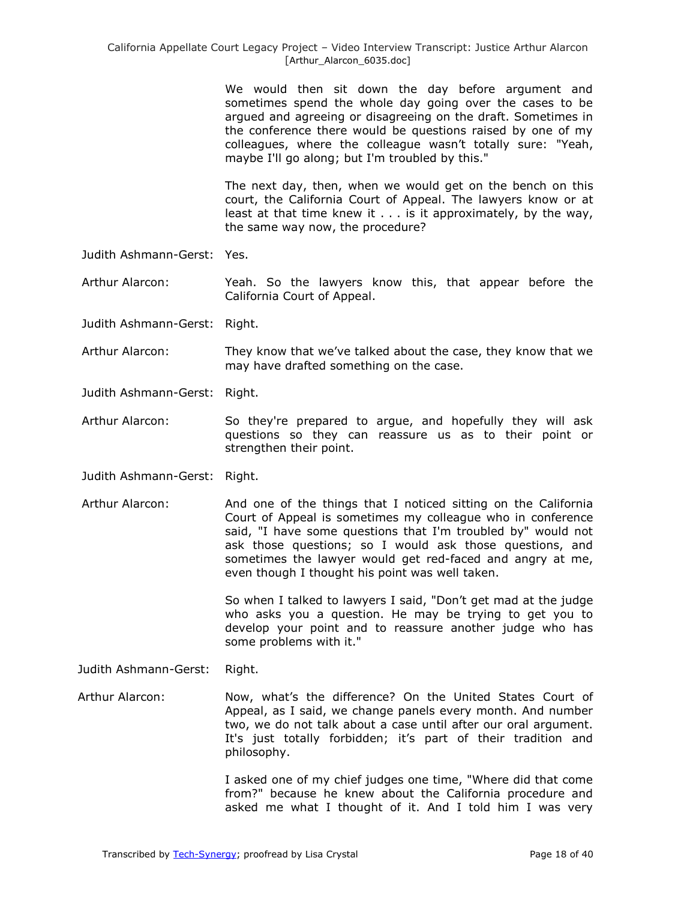We would then sit down the day before argument and sometimes spend the whole day going over the cases to be argued and agreeing or disagreeing on the draft. Sometimes in the conference there would be questions raised by one of my colleagues, where the colleague wasn't totally sure: "Yeah, maybe I'll go along; but I'm troubled by this."

The next day, then, when we would get on the bench on this court, the California Court of Appeal. The lawyers know or at least at that time knew it . . . is it approximately, by the way, the same way now, the procedure?

Judith Ashmann-Gerst: Yes.

Arthur Alarcon: Yeah. So the lawyers know this, that appear before the California Court of Appeal.

Judith Ashmann-Gerst: Right.

Arthur Alarcon: They know that we've talked about the case, they know that we may have drafted something on the case.

Judith Ashmann-Gerst: Right.

Arthur Alarcon: So they're prepared to argue, and hopefully they will ask questions so they can reassure us as to their point or strengthen their point.

Judith Ashmann-Gerst: Right.

Arthur Alarcon: And one of the things that I noticed sitting on the California Court of Appeal is sometimes my colleague who in conference said, "I have some questions that I'm troubled by" would not ask those questions; so I would ask those questions, and sometimes the lawyer would get red-faced and angry at me, even though I thought his point was well taken.

So when I talked to lawyers I said, "Don't get mad at the judge who asks you a question. He may be trying to get you to develop your point and to reassure another judge who has some problems with it."

Judith Ashmann-Gerst: Right.

Arthur Alarcon: Now, what's the difference? On the United States Court of Appeal, as I said, we change panels every month. And number two, we do not talk about a case until after our oral argument. It's just totally forbidden; it's part of their tradition and philosophy.

I asked one of my chief judges one time, "Where did that come from?" because he knew about the California procedure and asked me what I thought of it. And I told him I was very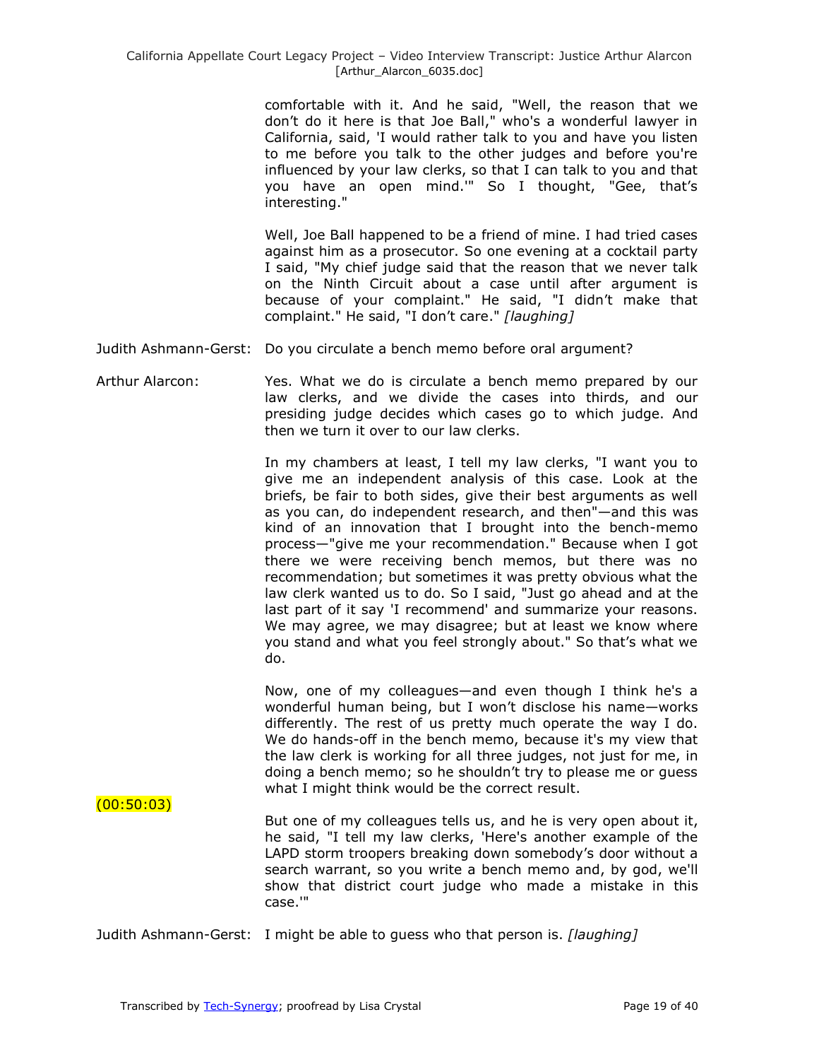comfortable with it. And he said, "Well, the reason that we don't do it here is that Joe Ball," who's a wonderful lawyer in California, said, 'I would rather talk to you and have you listen to me before you talk to the other judges and before you're influenced by your law clerks, so that I can talk to you and that you have an open mind.'" So I thought, "Gee, that's interesting."

Well, Joe Ball happened to be a friend of mine. I had tried cases against him as a prosecutor. So one evening at a cocktail party I said, "My chief judge said that the reason that we never talk on the Ninth Circuit about a case until after argument is because of your complaint." He said, "I didn't make that complaint." He said, "I don't care." *[laughing]*

Judith Ashmann-Gerst: Do you circulate a bench memo before oral argument?

Arthur Alarcon: Yes. What we do is circulate a bench memo prepared by our law clerks, and we divide the cases into thirds, and our presiding judge decides which cases go to which judge. And then we turn it over to our law clerks.

In my chambers at least, I tell my law clerks, "I want you to give me an independent analysis of this case. Look at the briefs, be fair to both sides, give their best arguments as well as you can, do independent research, and then"—and this was kind of an innovation that I brought into the bench-memo process—"give me your recommendation." Because when I got there we were receiving bench memos, but there was no recommendation; but sometimes it was pretty obvious what the law clerk wanted us to do. So I said, "Just go ahead and at the last part of it say 'I recommend' and summarize your reasons. We may agree, we may disagree; but at least we know where you stand and what you feel strongly about." So that's what we do.

Now, one of my colleagues—and even though I think he's a wonderful human being, but I won't disclose his name—works differently. The rest of us pretty much operate the way I do. We do hands-off in the bench memo, because it's my view that the law clerk is working for all three judges, not just for me, in doing a bench memo; so he shouldn't try to please me or guess what I might think would be the correct result.

(00:50:03)

But one of my colleagues tells us, and he is very open about it, he said, "I tell my law clerks, 'Here's another example of the LAPD storm troopers breaking down somebody's door without a search warrant, so you write a bench memo and, by god, we'll show that district court judge who made a mistake in this case.'"

Judith Ashmann-Gerst: I might be able to guess who that person is. *[laughing]*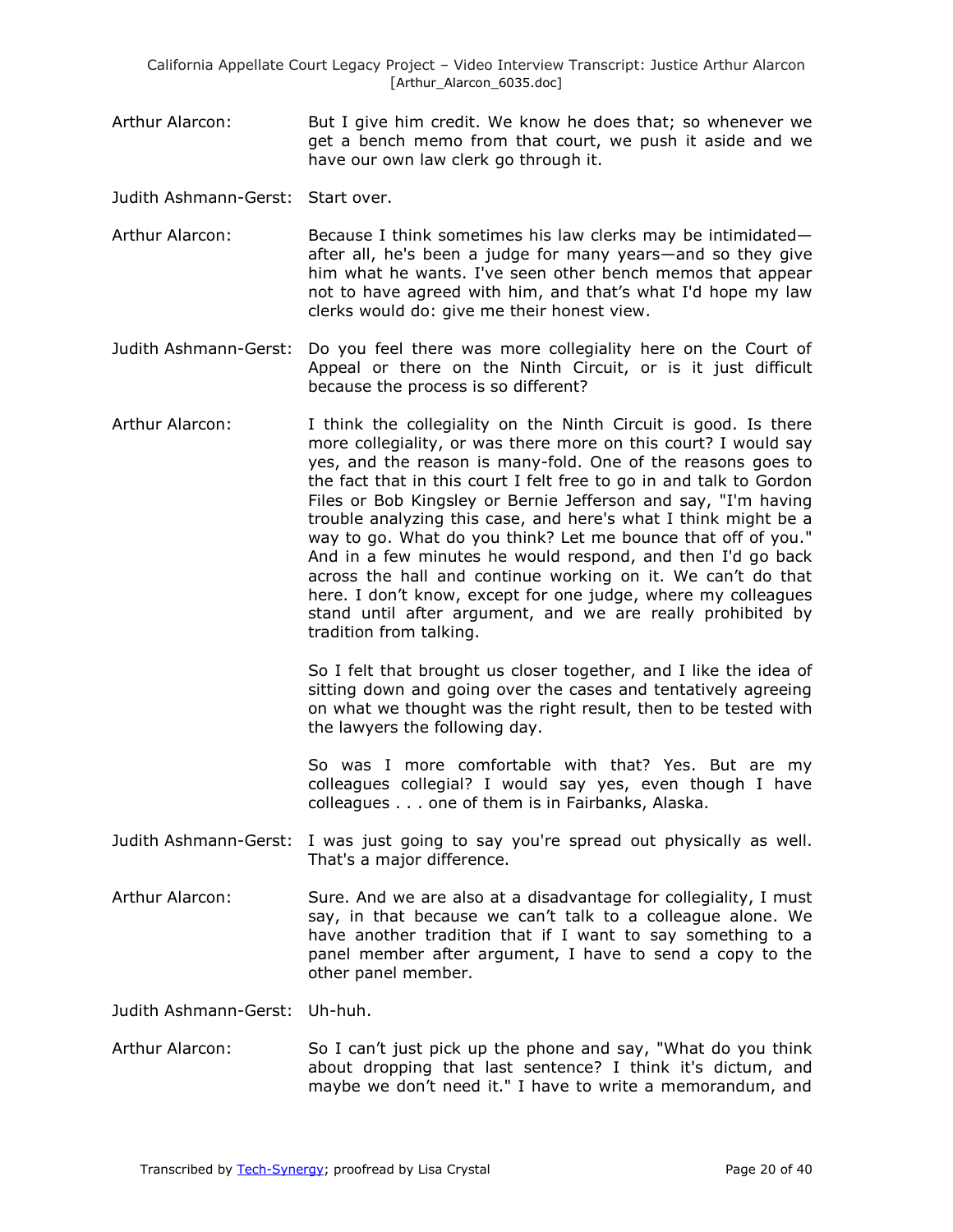Arthur Alarcon: But I give him credit. We know he does that; so whenever we get a bench memo from that court, we push it aside and we have our own law clerk go through it.

Judith Ashmann-Gerst: Start over.

Arthur Alarcon: Because I think sometimes his law clerks may be intimidated—after all, he's been a judge for many years—and so they give him what he wants. I've seen other bench memos that appear not to have agreed with him, and that's what I'd hope my law clerks would do: give me their honest view.

Judith Ashmann-Gerst: Do you feel there was more collegiality here on the Court of Appeal or there on the Ninth Circuit, or is it just difficult because the process is so different?

Arthur Alarcon: I think the collegiality on the Ninth Circuit is good. Is there more collegiality, or was there more on this court? I would say yes, and the reason is many-fold. One of the reasons goes to the fact that in this court I felt free to go in and talk to Gordon Files or Bob Kingsley or Bernie Jefferson and say, "I'm having trouble analyzing this case, and here's what I think might be a way to go. What do you think? Let me bounce that off of you." And in a few minutes he would respond, and then I'd go back across the hall and continue working on it. We can't do that here. I don't know, except for one judge, where my colleagues stand until after argument, and we are really prohibited by tradition from talking.

So I felt that brought us closer together, and I like the idea of sitting down and going over the cases and tentatively agreeing on what we thought was the right result, then to be tested with the lawyers the following day.

So was I more comfortable with that? Yes. But are my colleagues collegial? I would say yes, even though I have colleagues . . . one of them is in Fairbanks, Alaska.

Judith Ashmann-Gerst: I was just going to say you're spread out physically as well. That's a major difference.

Arthur Alarcon: Sure. And we are also at a disadvantage for collegiality, I must say, in that because we can't talk to a colleague alone. We have another tradition that if I want to say something to a panel member after argument, I have to send a copy to the other panel member.

Judith Ashmann-Gerst: Uh-huh.

Arthur Alarcon: So I can't just pick up the phone and say, "What do you think about dropping that last sentence? I think it's dictum, and maybe we don't need it." I have to write a memorandum, and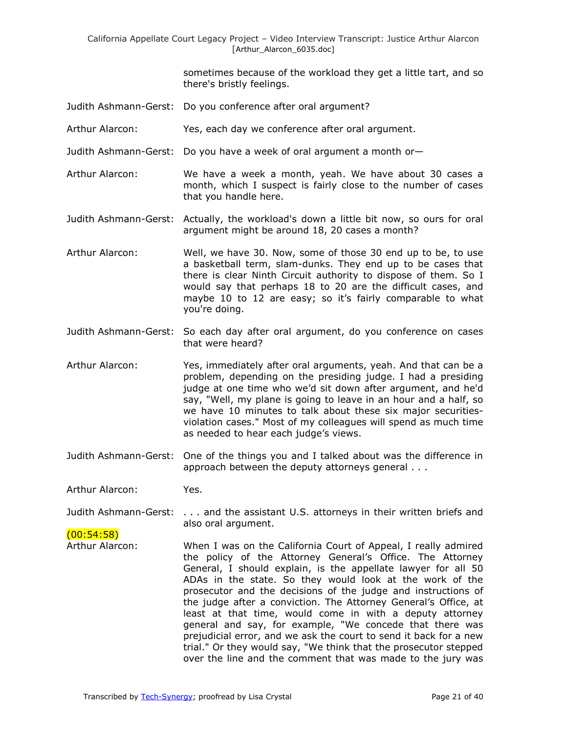sometimes because of the workload they get a little tart, and so there's bristly feelings.

Judith Ashmann-Gerst: Do you conference after oral argument?

Arthur Alarcon: Yes, each day we conference after oral argument.

Judith Ashmann-Gerst: Do you have a week of oral argument a month or—

Arthur Alarcon: We have a week a month, yeah. We have about 30 cases a month, which I suspect is fairly close to the number of cases that you handle here.

Judith Ashmann-Gerst: Actually, the workload's down a little bit now, so ours for oral argument might be around 18, 20 cases a month?

Arthur Alarcon: Well, we have 30. Now, some of those 30 end up to be, to use a basketball term, slam-dunks. They end up to be cases that there is clear Ninth Circuit authority to dispose of them. So I would say that perhaps 18 to 20 are the difficult cases, and maybe 10 to 12 are easy; so it's fairly comparable to what you're doing.

Judith Ashmann-Gerst: So each day after oral argument, do you conference on cases that were heard?

Arthur Alarcon: Yes, immediately after oral arguments, yeah. And that can be a problem, depending on the presiding judge. I had a presiding judge at one time who we'd sit down after argument, and he'd say, "Well, my plane is going to leave in an hour and a half, so we have 10 minutes to talk about these six major securities-violation cases." Most of my colleagues will spend as much time as needed to hear each judge's views.

Judith Ashmann-Gerst: One of the things you and I talked about was the difference in approach between the deputy attorneys general . . .

Arthur Alarcon: Yes.

Judith Ashmann-Gerst: . . . and the assistant U.S. attorneys in their written briefs and also oral argument.

(00:54:58)

Arthur Alarcon: When I was on the California Court of Appeal, I really admired the policy of the Attorney General's Office. The Attorney General, I should explain, is the appellate lawyer for all 50 ADAs in the state. So they would look at the work of the prosecutor and the decisions of the judge and instructions of the judge after a conviction. The Attorney General's Office, at least at that time, would come in with a deputy attorney general and say, for example, "We concede that there was prejudicial error, and we ask the court to send it back for a new trial." Or they would say, "We think that the prosecutor stepped over the line and the comment that was made to the jury was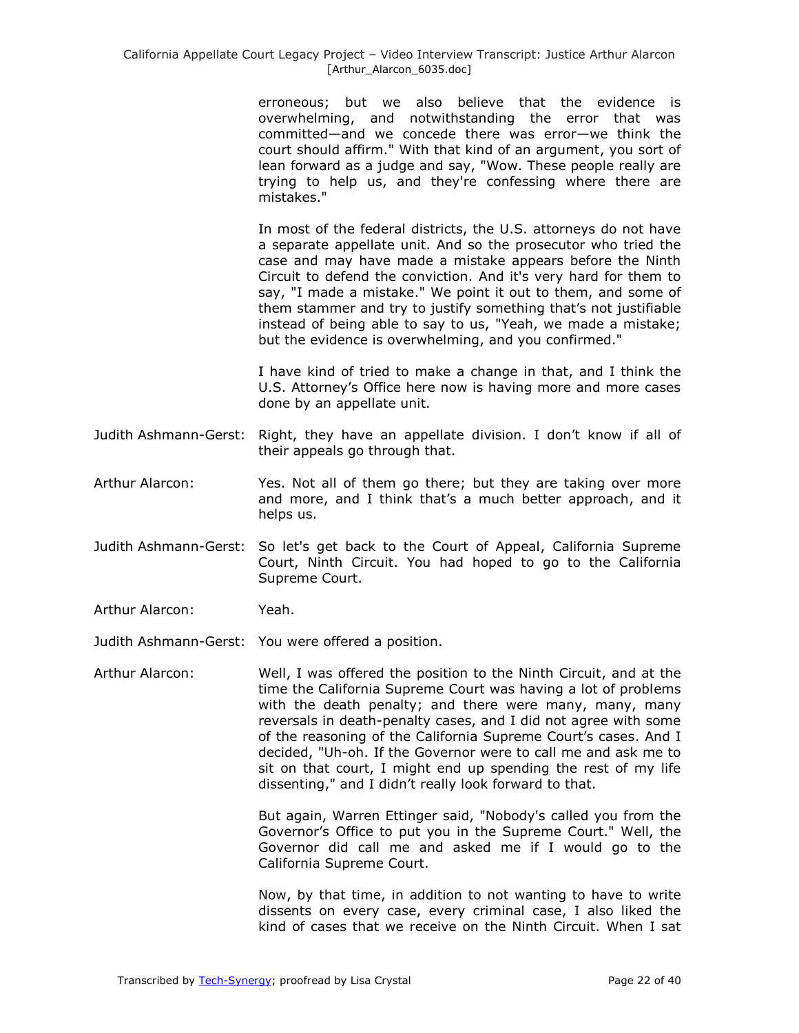erroneous; but we also believe that the evidence is overwhelming, and notwithstanding the error that was committed—and we concede there was error—we think the court should affirm." With that kind of an argument, you sort of lean forward as a judge and say, "Wow. These people really are trying to help us, and they're confessing where there are mistakes."

In most of the federal districts, the U.S. attorneys do not have a separate appellate unit. And so the prosecutor who tried the case and may have made a mistake appears before the Ninth Circuit to defend the conviction. And it's very hard for them to say, "I made a mistake." We point it out to them, and some of them stammer and try to justify something that's not justifiable instead of being able to say to us, "Yeah, we made a mistake; but the evidence is overwhelming, and you confirmed."

I have kind of tried to make a change in that, and I think the U.S. Attorney's Office here now is having more and more cases done by an appellate unit.

Judith Ashmann-Gerst: Right, they have an appellate division. I don't know if all of their appeals go through that.

Arthur Alarcon: Yes. Not all of them go there; but they are taking over more and more, and I think that's a much better approach, and it helps us.

Judith Ashmann-Gerst: So let's get back to the Court of Appeal, California Supreme Court, Ninth Circuit. You had hoped to go to the California Supreme Court.

Arthur Alarcon: Yeah.

Judith Ashmann-Gerst: You were offered a position.

Arthur Alarcon: Well, I was offered the position to the Ninth Circuit, and at the time the California Supreme Court was having a lot of problems with the death penalty; and there were many, many, many reversals in death-penalty cases, and I did not agree with some of the reasoning of the California Supreme Court's cases. And I decided, "Uh-oh. If the Governor were to call me and ask me to sit on that court, I might end up spending the rest of my life dissenting," and I didn't really look forward to that.

But again, Warren Ettinger said, "Nobody's called you from the Governor's Office to put you in the Supreme Court." Well, the Governor did call me and asked me if I would go to the California Supreme Court.

Now, by that time, in addition to not wanting to have to write dissents on every case, every criminal case, I also liked the kind of cases that we receive on the Ninth Circuit. When I sat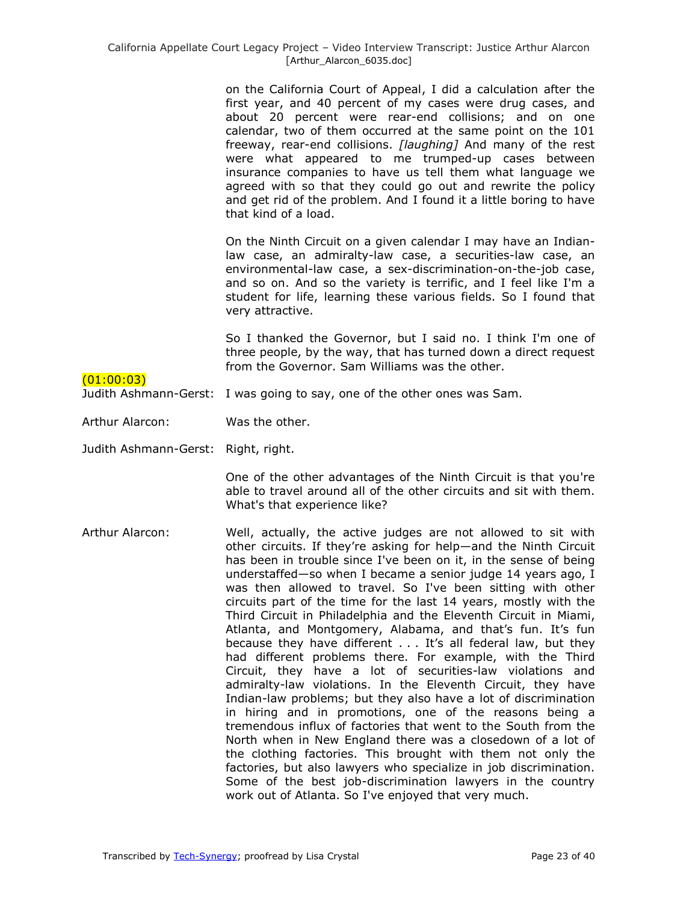on the California Court of Appeal, I did a calculation after the first year, and 40 percent of my cases were drug cases, and about 20 percent were rear-end collisions; and on one calendar, two of them occurred at the same point on the 101 freeway, rear-end collisions. *[laughing]* And many of the rest were what appeared to me trumped-up cases between insurance companies to have us tell them what language we agreed with so that they could go out and rewrite the policy and get rid of the problem. And I found it a little boring to have that kind of a load.

On the Ninth Circuit on a given calendar I may have an Indian-law case, an admiralty-law case, a securities-law case, an environmental-law case, a sex-discrimination-on-the-job case, and so on. And so the variety is terrific, and I feel like I'm a student for life, learning these various fields. So I found that very attractive.

So I thanked the Governor, but I said no. I think I'm one of three people, by the way, that has turned down a direct request from the Governor. Sam Williams was the other.

(01:00:03)

Judith Ashmann-Gerst: I was going to say, one of the other ones was Sam.

Arthur Alarcon: Was the other.

Judith Ashmann-Gerst: Right, right.

One of the other advantages of the Ninth Circuit is that you're able to travel around all of the other circuits and sit with them. What's that experience like?

Arthur Alarcon: Well, actually, the active judges are not allowed to sit with other circuits. If they're asking for help—and the Ninth Circuit has been in trouble since I've been on it, in the sense of being understaffed—so when I became a senior judge 14 years ago, I was then allowed to travel. So I've been sitting with other circuits part of the time for the last 14 years, mostly with the Third Circuit in Philadelphia and the Eleventh Circuit in Miami, Atlanta, and Montgomery, Alabama, and that's fun. It's fun because they have different . . . It's all federal law, but they had different problems there. For example, with the Third Circuit, they have a lot of securities-law violations and admiralty-law violations. In the Eleventh Circuit, they have Indian-law problems; but they also have a lot of discrimination in hiring and in promotions, one of the reasons being a tremendous influx of factories that went to the South from the North when in New England there was a closedown of a lot of the clothing factories. This brought with them not only the factories, but also lawyers who specialize in job discrimination. Some of the best job-discrimination lawyers in the country work out of Atlanta. So I've enjoyed that very much.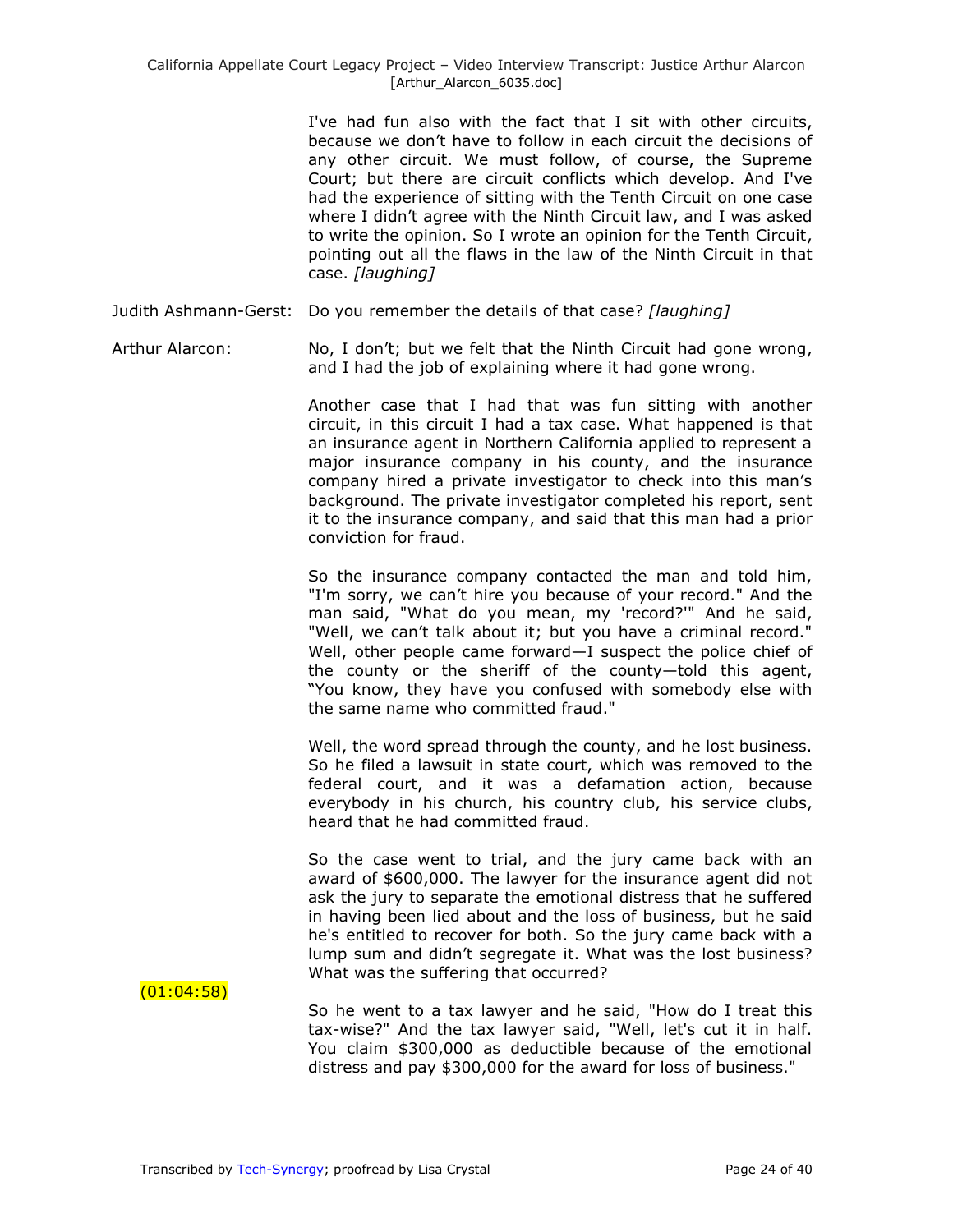I've had fun also with the fact that I sit with other circuits, because we don't have to follow in each circuit the decisions of any other circuit. We must follow, of course, the Supreme Court; but there are circuit conflicts which develop. And I've had the experience of sitting with the Tenth Circuit on one case where I didn't agree with the Ninth Circuit law, and I was asked to write the opinion. So I wrote an opinion for the Tenth Circuit, pointing out all the flaws in the law of the Ninth Circuit in that case. *[laughing]*

Judith Ashmann-Gerst: Do you remember the details of that case? *[laughing]*

Arthur Alarcon: No, I don't; but we felt that the Ninth Circuit had gone wrong, and I had the job of explaining where it had gone wrong.

Another case that I had that was fun sitting with another circuit, in this circuit I had a tax case. What happened is that an insurance agent in Northern California applied to represent a major insurance company in his county, and the insurance company hired a private investigator to check into this man's background. The private investigator completed his report, sent it to the insurance company, and said that this man had a prior conviction for fraud.

So the insurance company contacted the man and told him, "I'm sorry, we can't hire you because of your record." And the man said, "What do you mean, my 'record?'" And he said, "Well, we can't talk about it; but you have a criminal record." Well, other people came forward—I suspect the police chief of the county or the sheriff of the county—told this agent, "You know, they have you confused with somebody else with the same name who committed fraud."

Well, the word spread through the county, and he lost business. So he filed a lawsuit in state court, which was removed to the federal court, and it was a defamation action, because everybody in his church, his country club, his service clubs, heard that he had committed fraud.

So the case went to trial, and the jury came back with an award of $600,000. The lawyer for the insurance agent did not ask the jury to separate the emotional distress that he suffered in having been lied about and the loss of business, but he said he's entitled to recover for both. So the jury came back with a lump sum and didn't segregate it. What was the lost business? What was the suffering that occurred?

(01:04:58)

So he went to a tax lawyer and he said, "How do I treat this tax-wise?" And the tax lawyer said, "Well, let's cut it in half. You claim $300,000 as deductible because of the emotional distress and pay $300,000 for the award for loss of business."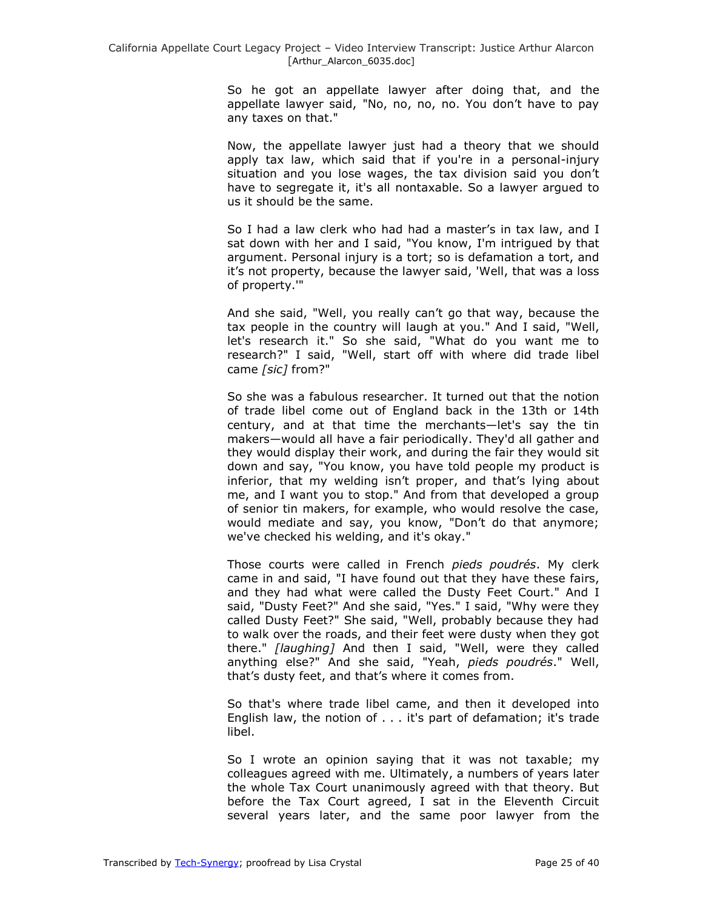So he got an appellate lawyer after doing that, and the appellate lawyer said, "No, no, no, no. You don't have to pay any taxes on that."

Now, the appellate lawyer just had a theory that we should apply tax law, which said that if you're in a personal-injury situation and you lose wages, the tax division said you don't have to segregate it, it's all nontaxable. So a lawyer argued to us it should be the same.

So I had a law clerk who had had a master's in tax law, and I sat down with her and I said, "You know, I'm intrigued by that argument. Personal injury is a tort; so is defamation a tort, and it's not property, because the lawyer said, 'Well, that was a loss of property.'"

And she said, "Well, you really can't go that way, because the tax people in the country will laugh at you." And I said, "Well, let's research it." So she said, "What do you want me to research?" I said, "Well, start off with where did trade libel came *[sic]* from?"

So she was a fabulous researcher. It turned out that the notion of trade libel come out of England back in the 13th or 14th century, and at that time the merchants—let's say the tin makers—would all have a fair periodically. They'd all gather and they would display their work, and during the fair they would sit down and say, "You know, you have told people my product is inferior, that my welding isn't proper, and that's lying about me, and I want you to stop." And from that developed a group of senior tin makers, for example, who would resolve the case, would mediate and say, you know, "Don't do that anymore; we've checked his welding, and it's okay."

Those courts were called in French *pieds poudrés*. My clerk came in and said, "I have found out that they have these fairs, and they had what were called the Dusty Feet Court." And I said, "Dusty Feet?" And she said, "Yes." I said, "Why were they called Dusty Feet?" She said, "Well, probably because they had to walk over the roads, and their feet were dusty when they got there." *[laughing]* And then I said, "Well, were they called anything else?" And she said, "Yeah, *pieds poudrés*." Well, that's dusty feet, and that's where it comes from.

So that's where trade libel came, and then it developed into English law, the notion of . . . it's part of defamation; it's trade libel.

So I wrote an opinion saying that it was not taxable; my colleagues agreed with me. Ultimately, a numbers of years later the whole Tax Court unanimously agreed with that theory. But before the Tax Court agreed, I sat in the Eleventh Circuit several years later, and the same poor lawyer from the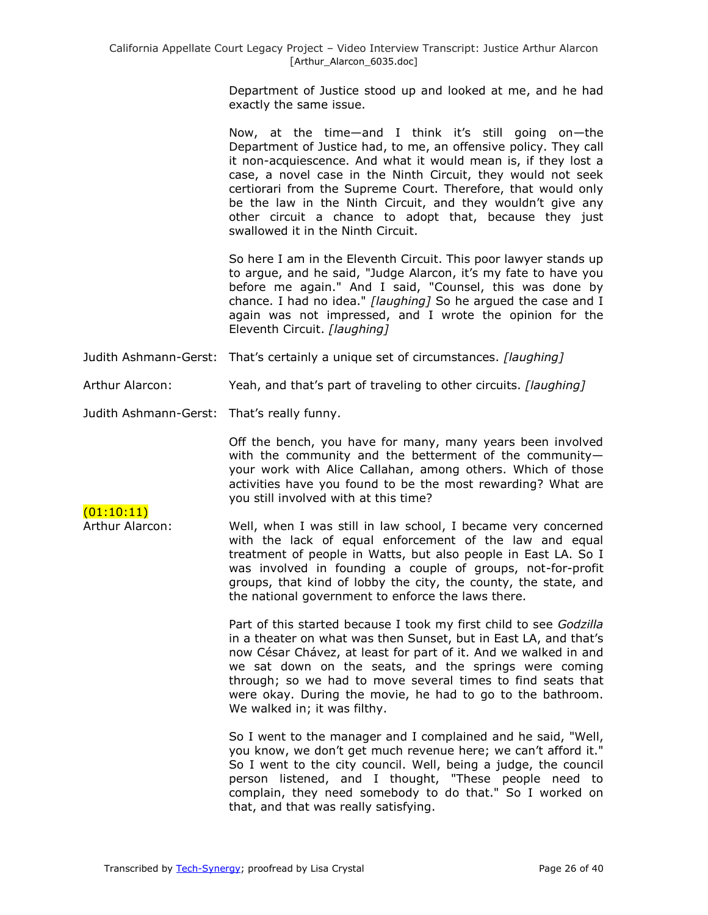Department of Justice stood up and looked at me, and he had exactly the same issue.

Now, at the time—and I think it's still going on—the Department of Justice had, to me, an offensive policy. They call it non-acquiescence. And what it would mean is, if they lost a case, a novel case in the Ninth Circuit, they would not seek certiorari from the Supreme Court. Therefore, that would only be the law in the Ninth Circuit, and they wouldn't give any other circuit a chance to adopt that, because they just swallowed it in the Ninth Circuit.

So here I am in the Eleventh Circuit. This poor lawyer stands up to argue, and he said, "Judge Alarcon, it's my fate to have you before me again." And I said, "Counsel, this was done by chance. I had no idea." *[laughing]* So he argued the case and I again was not impressed, and I wrote the opinion for the Eleventh Circuit. *[laughing]*

Judith Ashmann-Gerst: That's certainly a unique set of circumstances. *[laughing]*

Arthur Alarcon: Yeah, and that's part of traveling to other circuits. *[laughing]*

Judith Ashmann-Gerst: That's really funny.

Off the bench, you have for many, many years been involved with the community and the betterment of the community—your work with Alice Callahan, among others. Which of those activities have you found to be the most rewarding? What are you still involved with at this time?

(01:10:11)

Arthur Alarcon: Well, when I was still in law school, I became very concerned with the lack of equal enforcement of the law and equal treatment of people in Watts, but also people in East LA. So I was involved in founding a couple of groups, not-for-profit groups, that kind of lobby the city, the county, the state, and the national government to enforce the laws there.

Part of this started because I took my first child to see *Godzilla* in a theater on what was then Sunset, but in East LA, and that's now César Chávez, at least for part of it. And we walked in and we sat down on the seats, and the springs were coming through; so we had to move several times to find seats that were okay. During the movie, he had to go to the bathroom. We walked in; it was filthy.

So I went to the manager and I complained and he said, "Well, you know, we don't get much revenue here; we can't afford it." So I went to the city council. Well, being a judge, the council person listened, and I thought, "These people need to complain, they need somebody to do that." So I worked on that, and that was really satisfying.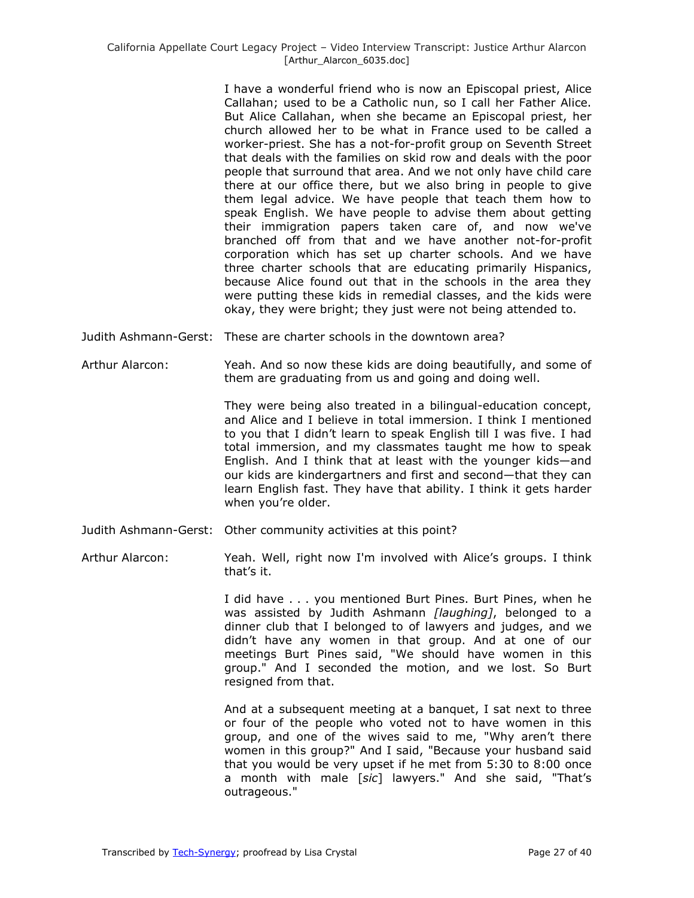I have a wonderful friend who is now an Episcopal priest, Alice Callahan; used to be a Catholic nun, so I call her Father Alice. But Alice Callahan, when she became an Episcopal priest, her church allowed her to be what in France used to be called a worker-priest. She has a not-for-profit group on Seventh Street that deals with the families on skid row and deals with the poor people that surround that area. And we not only have child care there at our office there, but we also bring in people to give them legal advice. We have people that teach them how to speak English. We have people to advise them about getting their immigration papers taken care of, and now we've branched off from that and we have another not-for-profit corporation which has set up charter schools. And we have three charter schools that are educating primarily Hispanics, because Alice found out that in the schools in the area they were putting these kids in remedial classes, and the kids were okay, they were bright; they just were not being attended to.

Judith Ashmann-Gerst: These are charter schools in the downtown area?

Arthur Alarcon: Yeah. And so now these kids are doing beautifully, and some of them are graduating from us and going and doing well.

They were being also treated in a bilingual-education concept, and Alice and I believe in total immersion. I think I mentioned to you that I didn't learn to speak English till I was five. I had total immersion, and my classmates taught me how to speak English. And I think that at least with the younger kids—and our kids are kindergartners and first and second—that they can learn English fast. They have that ability. I think it gets harder when you're older.

Judith Ashmann-Gerst: Other community activities at this point?

Arthur Alarcon: Yeah. Well, right now I'm involved with Alice's groups. I think that's it.

I did have . . . you mentioned Burt Pines. Burt Pines, when he was assisted by Judith Ashmann *[laughing]*, belonged to a dinner club that I belonged to of lawyers and judges, and we didn't have any women in that group. And at one of our meetings Burt Pines said, "We should have women in this group." And I seconded the motion, and we lost. So Burt resigned from that.

And at a subsequent meeting at a banquet, I sat next to three or four of the people who voted not to have women in this group, and one of the wives said to me, "Why aren't there women in this group?" And I said, "Because your husband said that you would be very upset if he met from 5:30 to 8:00 once a month with male [*sic*] lawyers." And she said, "That's outrageous."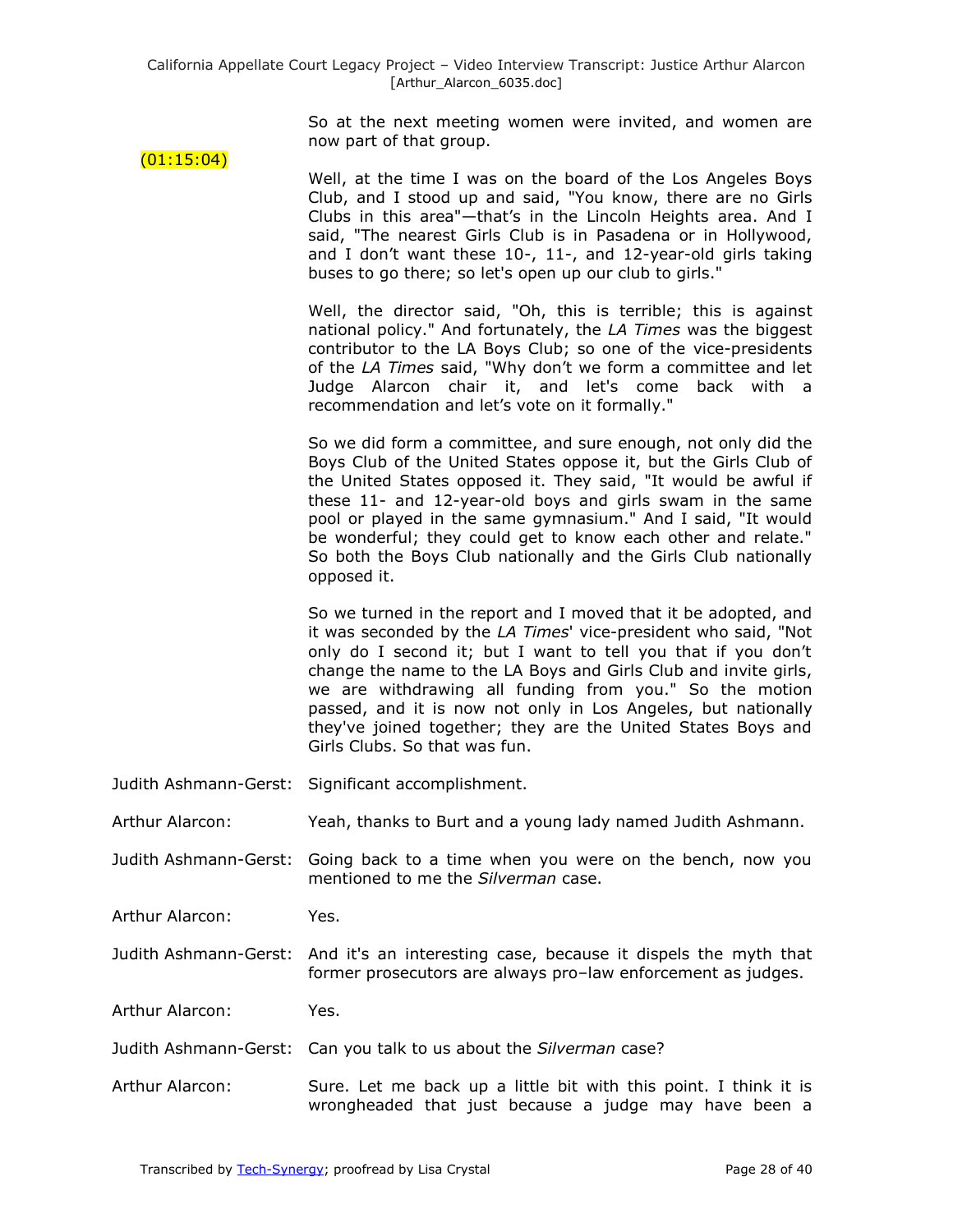So at the next meeting women were invited, and women are now part of that group.

(01:15:04)

Well, at the time I was on the board of the Los Angeles Boys Club, and I stood up and said, "You know, there are no Girls Clubs in this area"—that's in the Lincoln Heights area. And I said, "The nearest Girls Club is in Pasadena or in Hollywood, and I don't want these 10-, 11-, and 12-year-old girls taking buses to go there; so let's open up our club to girls."

Well, the director said, "Oh, this is terrible; this is against national policy." And fortunately, the *LA Times* was the biggest contributor to the LA Boys Club; so one of the vice-presidents of the *LA Times* said, "Why don't we form a committee and let Judge Alarcon chair it, and let's come back with a recommendation and let's vote on it formally."

So we did form a committee, and sure enough, not only did the Boys Club of the United States oppose it, but the Girls Club of the United States opposed it. They said, "It would be awful if these 11- and 12-year-old boys and girls swam in the same pool or played in the same gymnasium." And I said, "It would be wonderful; they could get to know each other and relate." So both the Boys Club nationally and the Girls Club nationally opposed it.

So we turned in the report and I moved that it be adopted, and it was seconded by the *LA Times*' vice-president who said, "Not only do I second it; but I want to tell you that if you don't change the name to the LA Boys and Girls Club and invite girls, we are withdrawing all funding from you." So the motion passed, and it is now not only in Los Angeles, but nationally they've joined together; they are the United States Boys and Girls Clubs. So that was fun.

Judith Ashmann-Gerst: Significant accomplishment.

Arthur Alarcon: Yeah, thanks to Burt and a young lady named Judith Ashmann.

Judith Ashmann-Gerst: Going back to a time when you were on the bench, now you mentioned to me the *Silverman* case.

Arthur Alarcon: Yes.

Judith Ashmann-Gerst: And it's an interesting case, because it dispels the myth that former prosecutors are always pro–law enforcement as judges.

Arthur Alarcon: Yes.

Judith Ashmann-Gerst: Can you talk to us about the *Silverman* case?

Arthur Alarcon: Sure. Let me back up a little bit with this point. I think it is wrongheaded that just because a judge may have been a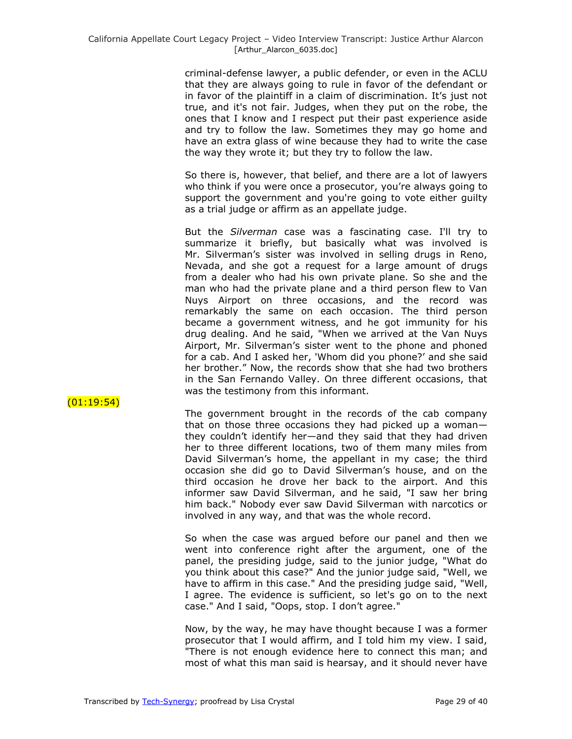criminal-defense lawyer, a public defender, or even in the ACLU that they are always going to rule in favor of the defendant or in favor of the plaintiff in a claim of discrimination. It's just not true, and it's not fair. Judges, when they put on the robe, the ones that I know and I respect put their past experience aside and try to follow the law. Sometimes they may go home and have an extra glass of wine because they had to write the case the way they wrote it; but they try to follow the law.

So there is, however, that belief, and there are a lot of lawyers who think if you were once a prosecutor, you're always going to support the government and you're going to vote either guilty as a trial judge or affirm as an appellate judge.

But the *Silverman* case was a fascinating case. I'll try to summarize it briefly, but basically what was involved is Mr. Silverman's sister was involved in selling drugs in Reno, Nevada, and she got a request for a large amount of drugs from a dealer who had his own private plane. So she and the man who had the private plane and a third person flew to Van Nuys Airport on three occasions, and the record was remarkably the same on each occasion. The third person became a government witness, and he got immunity for his drug dealing. And he said, "When we arrived at the Van Nuys Airport, Mr. Silverman's sister went to the phone and phoned for a cab. And I asked her, 'Whom did you phone?' and she said her brother." Now, the records show that she had two brothers in the San Fernando Valley. On three different occasions, that was the testimony from this informant.

(01:19:54)

The government brought in the records of the cab company that on those three occasions they had picked up a woman—they couldn't identify her—and they said that they had driven her to three different locations, two of them many miles from David Silverman's home, the appellant in my case; the third occasion she did go to David Silverman's house, and on the third occasion he drove her back to the airport. And this informer saw David Silverman, and he said, "I saw her bring him back." Nobody ever saw David Silverman with narcotics or involved in any way, and that was the whole record.

So when the case was argued before our panel and then we went into conference right after the argument, one of the panel, the presiding judge, said to the junior judge, "What do you think about this case?" And the junior judge said, "Well, we have to affirm in this case." And the presiding judge said, "Well, I agree. The evidence is sufficient, so let's go on to the next case." And I said, "Oops, stop. I don't agree."

Now, by the way, he may have thought because I was a former prosecutor that I would affirm, and I told him my view. I said, "There is not enough evidence here to connect this man; and most of what this man said is hearsay, and it should never have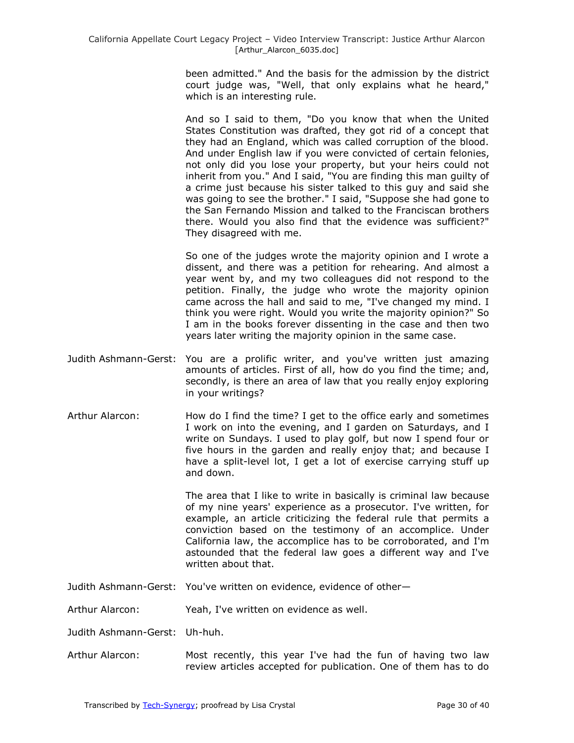been admitted." And the basis for the admission by the district court judge was, "Well, that only explains what he heard," which is an interesting rule.

And so I said to them, "Do you know that when the United States Constitution was drafted, they got rid of a concept that they had an England, which was called corruption of the blood. And under English law if you were convicted of certain felonies, not only did you lose your property, but your heirs could not inherit from you." And I said, "You are finding this man guilty of a crime just because his sister talked to this guy and said she was going to see the brother." I said, "Suppose she had gone to the San Fernando Mission and talked to the Franciscan brothers there. Would you also find that the evidence was sufficient?" They disagreed with me.

So one of the judges wrote the majority opinion and I wrote a dissent, and there was a petition for rehearing. And almost a year went by, and my two colleagues did not respond to the petition. Finally, the judge who wrote the majority opinion came across the hall and said to me, "I've changed my mind. I think you were right. Would you write the majority opinion?" So I am in the books forever dissenting in the case and then two years later writing the majority opinion in the same case.

Judith Ashmann-Gerst: You are a prolific writer, and you've written just amazing amounts of articles. First of all, how do you find the time; and, secondly, is there an area of law that you really enjoy exploring in your writings?

Arthur Alarcon: How do I find the time? I get to the office early and sometimes I work on into the evening, and I garden on Saturdays, and I write on Sundays. I used to play golf, but now I spend four or five hours in the garden and really enjoy that; and because I have a split-level lot, I get a lot of exercise carrying stuff up and down.

The area that I like to write in basically is criminal law because of my nine years' experience as a prosecutor. I've written, for example, an article criticizing the federal rule that permits a conviction based on the testimony of an accomplice. Under California law, the accomplice has to be corroborated, and I'm astounded that the federal law goes a different way and I've written about that.

Judith Ashmann-Gerst: You've written on evidence, evidence of other—

Arthur Alarcon: Yeah, I've written on evidence as well.

Judith Ashmann-Gerst: Uh-huh.

Arthur Alarcon: Most recently, this year I've had the fun of having two law review articles accepted for publication. One of them has to do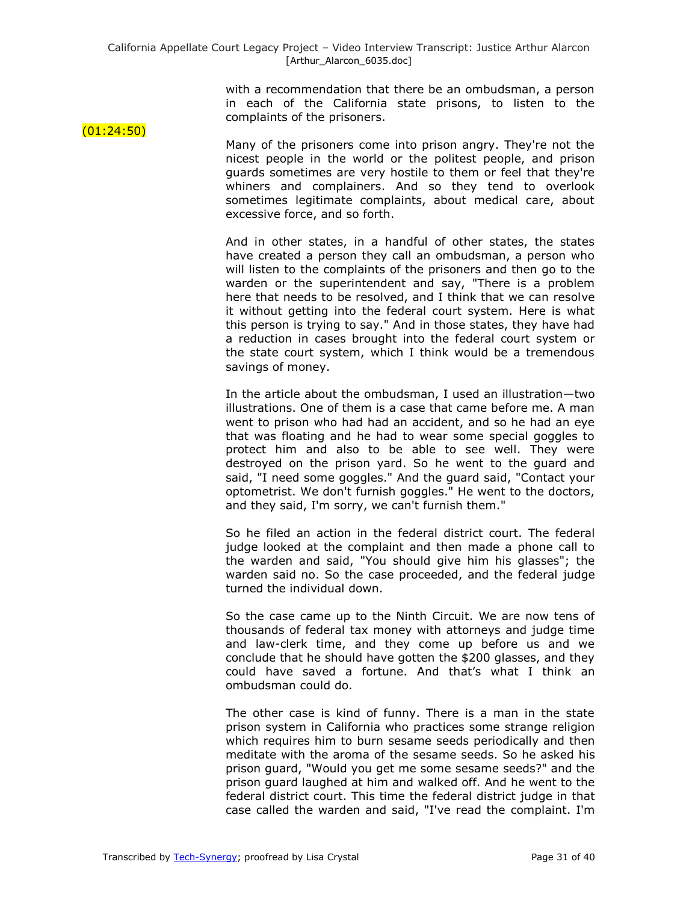with a recommendation that there be an ombudsman, a person in each of the California state prisons, to listen to the complaints of the prisoners.

(01:24:50)

Many of the prisoners come into prison angry. They're not the nicest people in the world or the politest people, and prison guards sometimes are very hostile to them or feel that they're whiners and complainers. And so they tend to overlook sometimes legitimate complaints, about medical care, about excessive force, and so forth.

And in other states, in a handful of other states, the states have created a person they call an ombudsman, a person who will listen to the complaints of the prisoners and then go to the warden or the superintendent and say, "There is a problem here that needs to be resolved, and I think that we can resolve it without getting into the federal court system. Here is what this person is trying to say." And in those states, they have had a reduction in cases brought into the federal court system or the state court system, which I think would be a tremendous savings of money.

In the article about the ombudsman, I used an illustration—two illustrations. One of them is a case that came before me. A man went to prison who had had an accident, and so he had an eye that was floating and he had to wear some special goggles to protect him and also to be able to see well. They were destroyed on the prison yard. So he went to the guard and said, "I need some goggles." And the guard said, "Contact your optometrist. We don't furnish goggles." He went to the doctors, and they said, I'm sorry, we can't furnish them."

So he filed an action in the federal district court. The federal judge looked at the complaint and then made a phone call to the warden and said, "You should give him his glasses"; the warden said no. So the case proceeded, and the federal judge turned the individual down.

So the case came up to the Ninth Circuit. We are now tens of thousands of federal tax money with attorneys and judge time and law-clerk time, and they come up before us and we conclude that he should have gotten the $200 glasses, and they could have saved a fortune. And that's what I think an ombudsman could do.

The other case is kind of funny. There is a man in the state prison system in California who practices some strange religion which requires him to burn sesame seeds periodically and then meditate with the aroma of the sesame seeds. So he asked his prison guard, "Would you get me some sesame seeds?" and the prison guard laughed at him and walked off. And he went to the federal district court. This time the federal district judge in that case called the warden and said, "I've read the complaint. I'm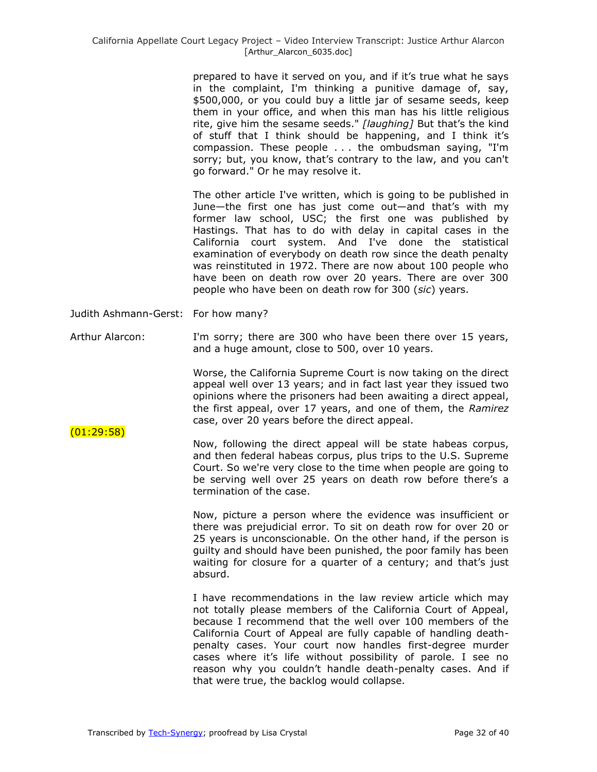prepared to have it served on you, and if it's true what he says in the complaint, I'm thinking a punitive damage of, say, $500,000, or you could buy a little jar of sesame seeds, keep them in your office, and when this man has his little religious rite, give him the sesame seeds." *[laughing]* But that's the kind of stuff that I think should be happening, and I think it's compassion. These people . . . the ombudsman saying, "I'm sorry; but, you know, that's contrary to the law, and you can't go forward." Or he may resolve it.

The other article I've written, which is going to be published in June—the first one has just come out—and that's with my former law school, USC; the first one was published by Hastings. That has to do with delay in capital cases in the California court system. And I've done the statistical examination of everybody on death row since the death penalty was reinstituted in 1972. There are now about 100 people who have been on death row over 20 years. There are over 300 people who have been on death row for 300 (*sic*) years.

Judith Ashmann-Gerst: For how many?

Arthur Alarcon: I'm sorry; there are 300 who have been there over 15 years, and a huge amount, close to 500, over 10 years.

Worse, the California Supreme Court is now taking on the direct appeal well over 13 years; and in fact last year they issued two opinions where the prisoners had been awaiting a direct appeal, the first appeal, over 17 years, and one of them, the *Ramirez* case, over 20 years before the direct appeal.

(01:29:58)

Now, following the direct appeal will be state habeas corpus, and then federal habeas corpus, plus trips to the U.S. Supreme Court. So we're very close to the time when people are going to be serving well over 25 years on death row before there's a termination of the case.

Now, picture a person where the evidence was insufficient or there was prejudicial error. To sit on death row for over 20 or 25 years is unconscionable. On the other hand, if the person is guilty and should have been punished, the poor family has been waiting for closure for a quarter of a century; and that's just absurd.

I have recommendations in the law review article which may not totally please members of the California Court of Appeal, because I recommend that the well over 100 members of the California Court of Appeal are fully capable of handling death-penalty cases. Your court now handles first-degree murder cases where it's life without possibility of parole. I see no reason why you couldn't handle death-penalty cases. And if that were true, the backlog would collapse.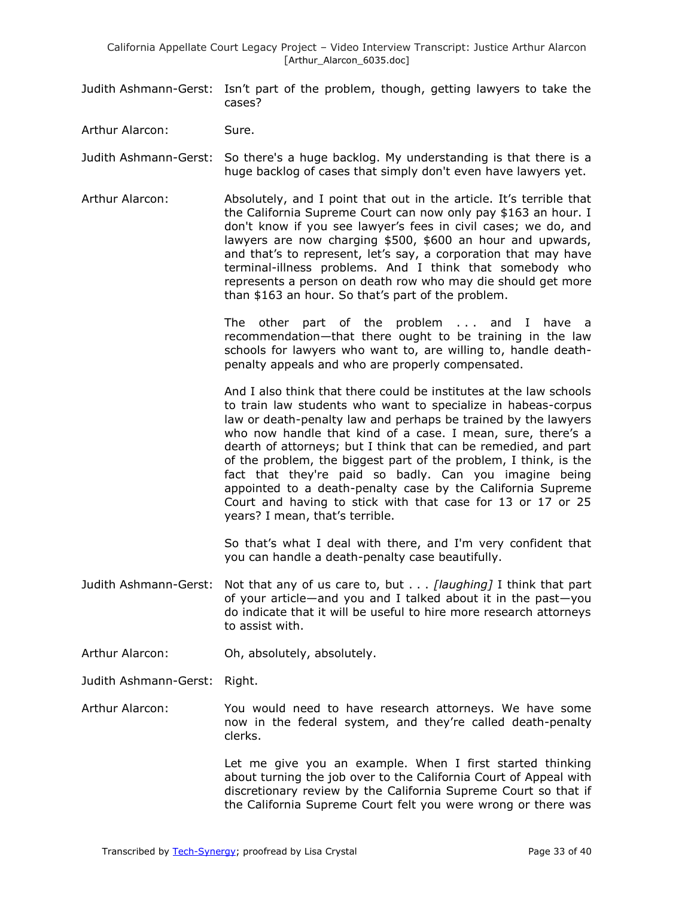Judith Ashmann-Gerst: Isn't part of the problem, though, getting lawyers to take the cases?

Arthur Alarcon: Sure.

Judith Ashmann-Gerst: So there's a huge backlog. My understanding is that there is a huge backlog of cases that simply don't even have lawyers yet.

Arthur Alarcon: Absolutely, and I point that out in the article. It's terrible that the California Supreme Court can now only pay $163 an hour. I don't know if you see lawyer's fees in civil cases; we do, and lawyers are now charging $500, $600 an hour and upwards, and that's to represent, let's say, a corporation that may have terminal-illness problems. And I think that somebody who represents a person on death row who may die should get more than $163 an hour. So that's part of the problem.

The other part of the problem . . . and I have a recommendation—that there ought to be training in the law schools for lawyers who want to, are willing to, handle death-penalty appeals and who are properly compensated.

And I also think that there could be institutes at the law schools to train law students who want to specialize in habeas-corpus law or death-penalty law and perhaps be trained by the lawyers who now handle that kind of a case. I mean, sure, there's a dearth of attorneys; but I think that can be remedied, and part of the problem, the biggest part of the problem, I think, is the fact that they're paid so badly. Can you imagine being appointed to a death-penalty case by the California Supreme Court and having to stick with that case for 13 or 17 or 25 years? I mean, that's terrible.

So that's what I deal with there, and I'm very confident that you can handle a death-penalty case beautifully.

Judith Ashmann-Gerst: Not that any of us care to, but . . . *[laughing]* I think that part of your article—and you and I talked about it in the past—you do indicate that it will be useful to hire more research attorneys to assist with.

Arthur Alarcon: Oh, absolutely, absolutely.

Judith Ashmann-Gerst: Right.

Arthur Alarcon: You would need to have research attorneys. We have some now in the federal system, and they're called death-penalty clerks.

Let me give you an example. When I first started thinking about turning the job over to the California Court of Appeal with discretionary review by the California Supreme Court so that if the California Supreme Court felt you were wrong or there was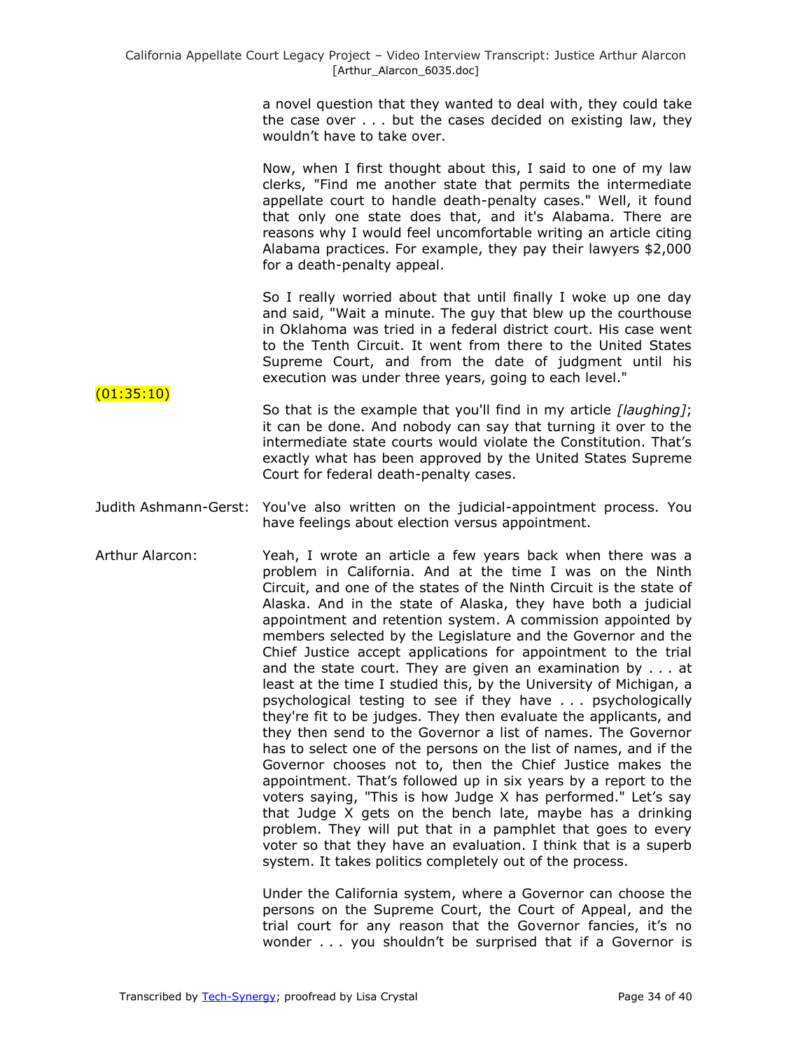a novel question that they wanted to deal with, they could take the case over . . . but the cases decided on existing law, they wouldn't have to take over.

Now, when I first thought about this, I said to one of my law clerks, "Find me another state that permits the intermediate appellate court to handle death-penalty cases." Well, it found that only one state does that, and it's Alabama. There are reasons why I would feel uncomfortable writing an article citing Alabama practices. For example, they pay their lawyers $2,000 for a death-penalty appeal.

So I really worried about that until finally I woke up one day and said, "Wait a minute. The guy that blew up the courthouse in Oklahoma was tried in a federal district court. His case went to the Tenth Circuit. It went from there to the United States Supreme Court, and from the date of judgment until his execution was under three years, going to each level."

(01:35:10)

So that is the example that you'll find in my article *[laughing]*; it can be done. And nobody can say that turning it over to the intermediate state courts would violate the Constitution. That's exactly what has been approved by the United States Supreme Court for federal death-penalty cases.

Judith Ashmann-Gerst: You've also written on the judicial-appointment process. You have feelings about election versus appointment.

Arthur Alarcon: Yeah, I wrote an article a few years back when there was a problem in California. And at the time I was on the Ninth Circuit, and one of the states of the Ninth Circuit is the state of Alaska. And in the state of Alaska, they have both a judicial appointment and retention system. A commission appointed by members selected by the Legislature and the Governor and the Chief Justice accept applications for appointment to the trial and the state court. They are given an examination by . . . at least at the time I studied this, by the University of Michigan, a psychological testing to see if they have . . . psychologically they're fit to be judges. They then evaluate the applicants, and they then send to the Governor a list of names. The Governor has to select one of the persons on the list of names, and if the Governor chooses not to, then the Chief Justice makes the appointment. That's followed up in six years by a report to the voters saying, "This is how Judge X has performed." Let's say that Judge X gets on the bench late, maybe has a drinking problem. They will put that in a pamphlet that goes to every voter so that they have an evaluation. I think that is a superb system. It takes politics completely out of the process.

Under the California system, where a Governor can choose the persons on the Supreme Court, the Court of Appeal, and the trial court for any reason that the Governor fancies, it's no wonder . . . you shouldn't be surprised that if a Governor is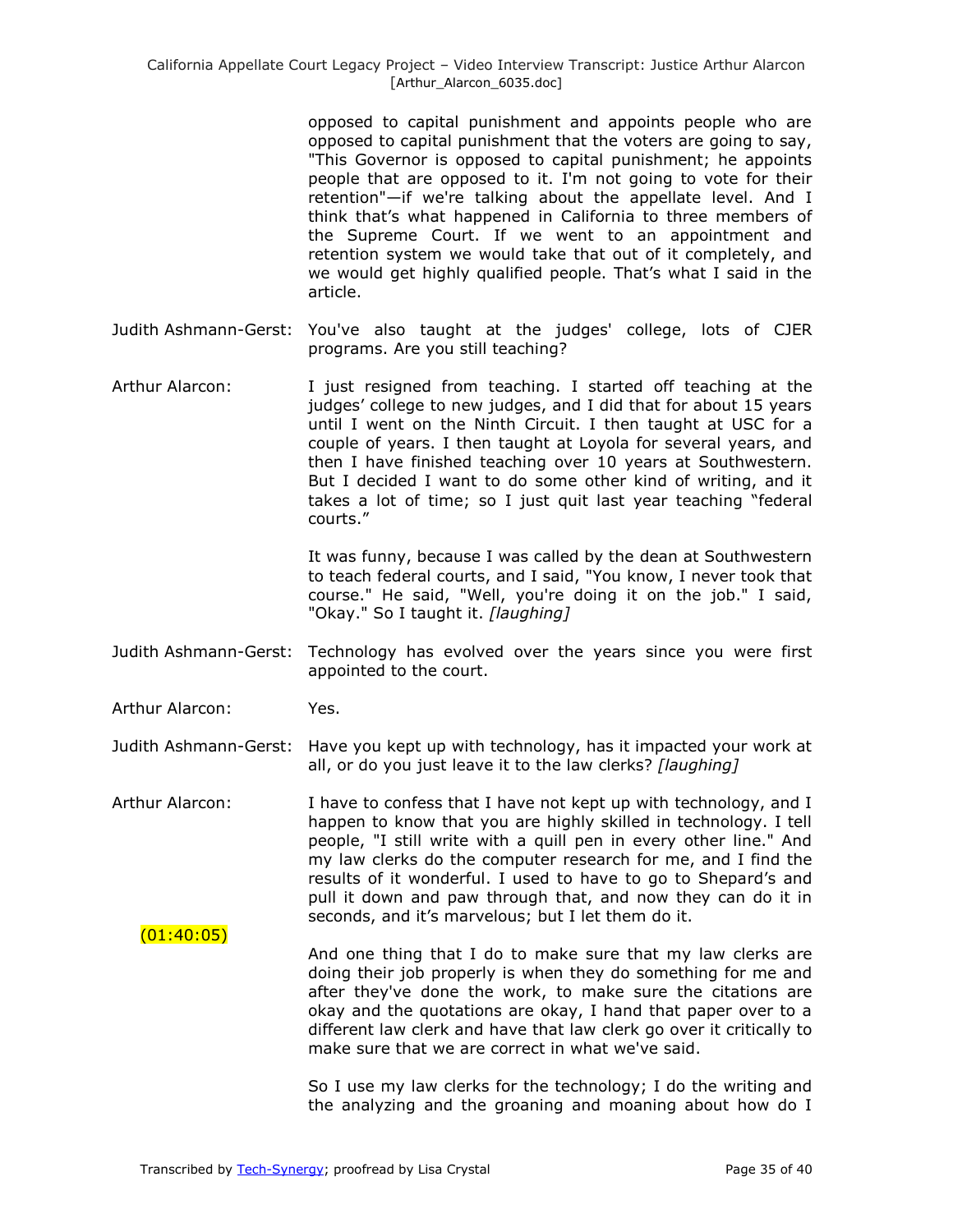opposed to capital punishment and appoints people who are opposed to capital punishment that the voters are going to say, "This Governor is opposed to capital punishment; he appoints people that are opposed to it. I'm not going to vote for their retention"—if we're talking about the appellate level. And I think that's what happened in California to three members of the Supreme Court. If we went to an appointment and retention system we would take that out of it completely, and we would get highly qualified people. That's what I said in the article.

Judith Ashmann-Gerst: You've also taught at the judges' college, lots of CJER programs. Are you still teaching?

Arthur Alarcon: I just resigned from teaching. I started off teaching at the judges' college to new judges, and I did that for about 15 years until I went on the Ninth Circuit. I then taught at USC for a couple of years. I then taught at Loyola for several years, and then I have finished teaching over 10 years at Southwestern. But I decided I want to do some other kind of writing, and it takes a lot of time; so I just quit last year teaching "federal courts."

It was funny, because I was called by the dean at Southwestern to teach federal courts, and I said, "You know, I never took that course." He said, "Well, you're doing it on the job." I said, "Okay." So I taught it. *[laughing]*

Judith Ashmann-Gerst: Technology has evolved over the years since you were first appointed to the court.

Arthur Alarcon: Yes.

Judith Ashmann-Gerst: Have you kept up with technology, has it impacted your work at all, or do you just leave it to the law clerks? *[laughing]*

Arthur Alarcon: I have to confess that I have not kept up with technology, and I happen to know that you are highly skilled in technology. I tell people, "I still write with a quill pen in every other line." And my law clerks do the computer research for me, and I find the results of it wonderful. I used to have to go to Shepard's and pull it down and paw through that, and now they can do it in seconds, and it's marvelous; but I let them do it.

(01:40:05)

And one thing that I do to make sure that my law clerks are doing their job properly is when they do something for me and after they've done the work, to make sure the citations are okay and the quotations are okay, I hand that paper over to a different law clerk and have that law clerk go over it critically to make sure that we are correct in what we've said.

So I use my law clerks for the technology; I do the writing and the analyzing and the groaning and moaning about how do I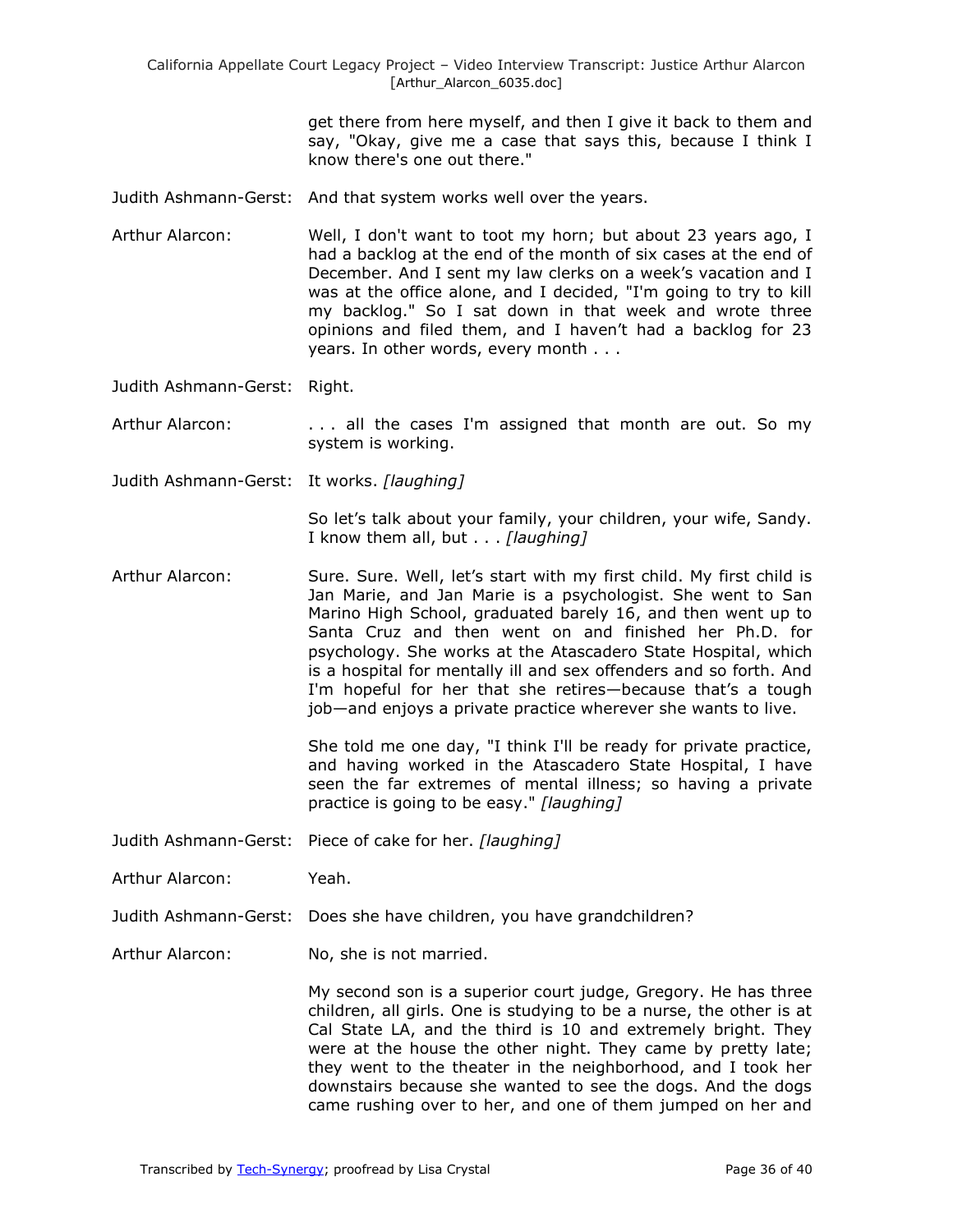get there from here myself, and then I give it back to them and say, "Okay, give me a case that says this, because I think I know there's one out there."

Judith Ashmann-Gerst: And that system works well over the years.

Arthur Alarcon: Well, I don't want to toot my horn; but about 23 years ago, I had a backlog at the end of the month of six cases at the end of December. And I sent my law clerks on a week's vacation and I was at the office alone, and I decided, "I'm going to try to kill my backlog." So I sat down in that week and wrote three opinions and filed them, and I haven't had a backlog for 23 years. In other words, every month . . .

Judith Ashmann-Gerst: Right.

Arthur Alarcon: . . . all the cases I'm assigned that month are out. So my system is working.

Judith Ashmann-Gerst: It works. *[laughing]*

So let's talk about your family, your children, your wife, Sandy. I know them all, but . . . *[laughing]*

Arthur Alarcon: Sure. Sure. Well, let's start with my first child. My first child is Jan Marie, and Jan Marie is a psychologist. She went to San Marino High School, graduated barely 16, and then went up to Santa Cruz and then went on and finished her Ph.D. for psychology. She works at the Atascadero State Hospital, which is a hospital for mentally ill and sex offenders and so forth. And I'm hopeful for her that she retires—because that's a tough job—and enjoys a private practice wherever she wants to live.

She told me one day, "I think I'll be ready for private practice, and having worked in the Atascadero State Hospital, I have seen the far extremes of mental illness; so having a private practice is going to be easy." *[laughing]*

Judith Ashmann-Gerst: Piece of cake for her. *[laughing]*

Arthur Alarcon: Yeah.

Judith Ashmann-Gerst: Does she have children, you have grandchildren?

Arthur Alarcon: No, she is not married.

My second son is a superior court judge, Gregory. He has three children, all girls. One is studying to be a nurse, the other is at Cal State LA, and the third is 10 and extremely bright. They were at the house the other night. They came by pretty late; they went to the theater in the neighborhood, and I took her downstairs because she wanted to see the dogs. And the dogs came rushing over to her, and one of them jumped on her and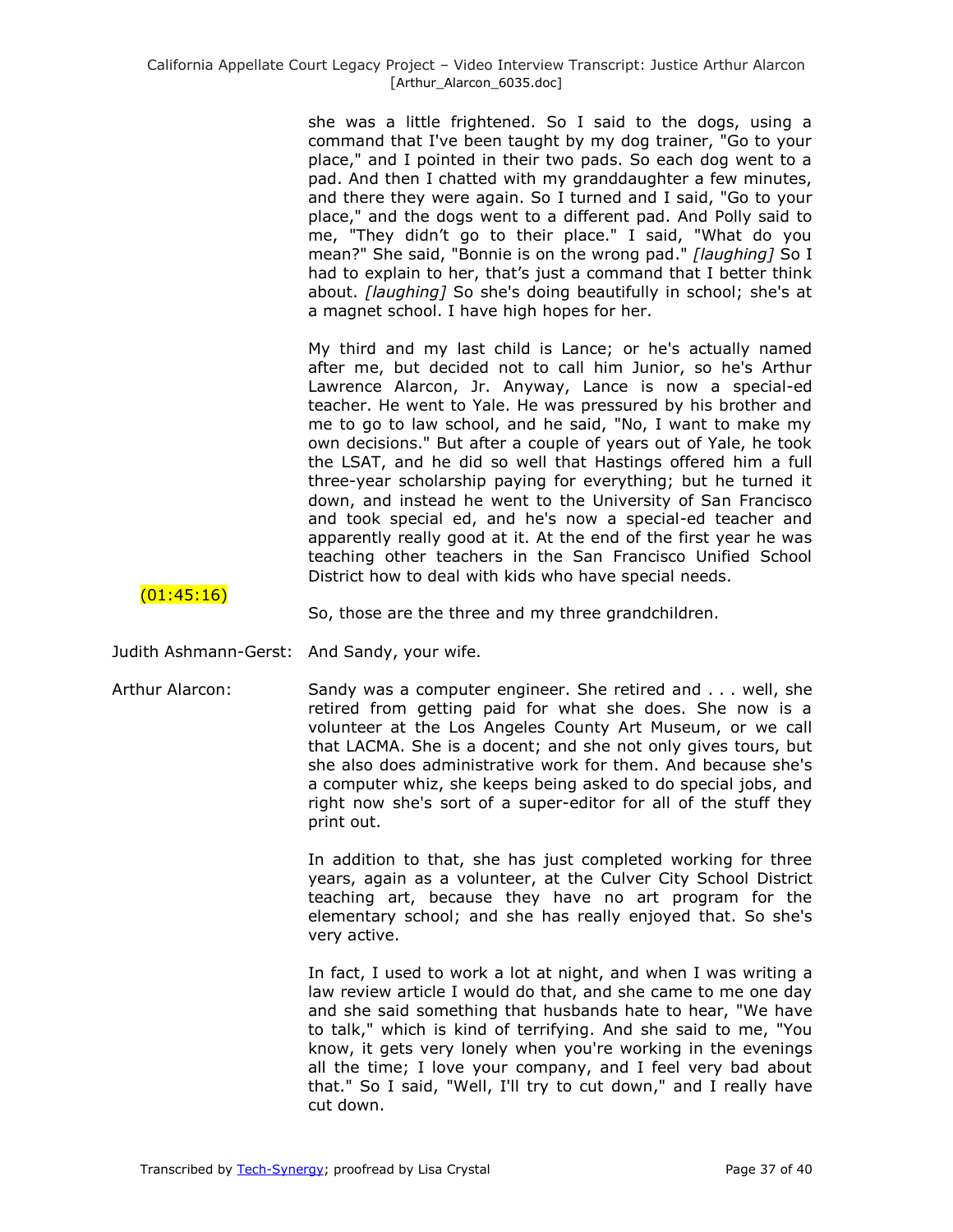she was a little frightened. So I said to the dogs, using a command that I've been taught by my dog trainer, "Go to your place," and I pointed in their two pads. So each dog went to a pad. And then I chatted with my granddaughter a few minutes, and there they were again. So I turned and I said, "Go to your place," and the dogs went to a different pad. And Polly said to me, "They didn't go to their place." I said, "What do you mean?" She said, "Bonnie is on the wrong pad." *[laughing]* So I had to explain to her, that's just a command that I better think about. *[laughing]* So she's doing beautifully in school; she's at a magnet school. I have high hopes for her.

My third and my last child is Lance; or he's actually named after me, but decided not to call him Junior, so he's Arthur Lawrence Alarcon, Jr. Anyway, Lance is now a special-ed teacher. He went to Yale. He was pressured by his brother and me to go to law school, and he said, "No, I want to make my own decisions." But after a couple of years out of Yale, he took the LSAT, and he did so well that Hastings offered him a full three-year scholarship paying for everything; but he turned it down, and instead he went to the University of San Francisco and took special ed, and he's now a special-ed teacher and apparently really good at it. At the end of the first year he was teaching other teachers in the San Francisco Unified School District how to deal with kids who have special needs.

(01:45:16)

So, those are the three and my three grandchildren.

**Judith Ashmann-Gerst:** And Sandy, your wife.

**Arthur Alarcon:** Sandy was a computer engineer. She retired and . . . well, she retired from getting paid for what she does. She now is a volunteer at the Los Angeles County Art Museum, or we call that LACMA. She is a docent; and she not only gives tours, but she also does administrative work for them. And because she's a computer whiz, she keeps being asked to do special jobs, and right now she's sort of a super-editor for all of the stuff they print out.

In addition to that, she has just completed working for three years, again as a volunteer, at the Culver City School District teaching art, because they have no art program for the elementary school; and she has really enjoyed that. So she's very active.

In fact, I used to work a lot at night, and when I was writing a law review article I would do that, and she came to me one day and she said something that husbands hate to hear, "We have to talk," which is kind of terrifying. And she said to me, "You know, it gets very lonely when you're working in the evenings all the time; I love your company, and I feel very bad about that." So I said, "Well, I'll try to cut down," and I really have cut down.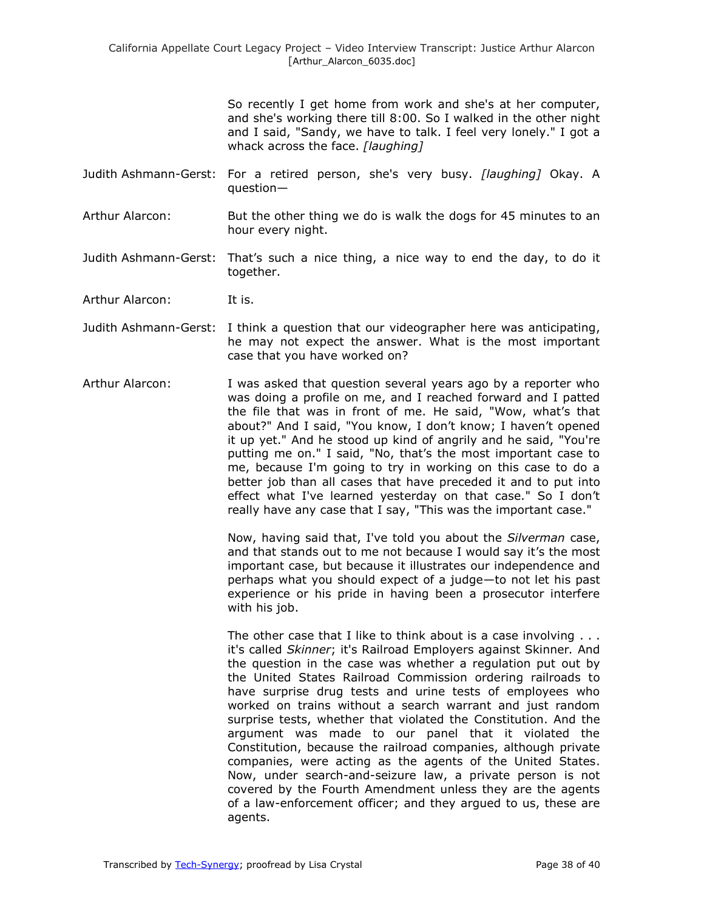So recently I get home from work and she's at her computer, and she's working there till 8:00. So I walked in the other night and I said, "Sandy, we have to talk. I feel very lonely." I got a whack across the face. *[laughing]*

Judith Ashmann-Gerst: For a retired person, she's very busy. *[laughing]* Okay. A question—

Arthur Alarcon: But the other thing we do is walk the dogs for 45 minutes to an hour every night.

Judith Ashmann-Gerst: That's such a nice thing, a nice way to end the day, to do it together.

Arthur Alarcon: It is.

Judith Ashmann-Gerst: I think a question that our videographer here was anticipating, he may not expect the answer. What is the most important case that you have worked on?

Arthur Alarcon: I was asked that question several years ago by a reporter who was doing a profile on me, and I reached forward and I patted the file that was in front of me. He said, "Wow, what's that about?" And I said, "You know, I don't know; I haven't opened it up yet." And he stood up kind of angrily and he said, "You're putting me on." I said, "No, that's the most important case to me, because I'm going to try in working on this case to do a better job than all cases that have preceded it and to put into effect what I've learned yesterday on that case." So I don't really have any case that I say, "This was the important case."

Now, having said that, I've told you about the *Silverman* case, and that stands out to me not because I would say it's the most important case, but because it illustrates our independence and perhaps what you should expect of a judge—to not let his past experience or his pride in having been a prosecutor interfere with his job.

The other case that I like to think about is a case involving . . . it's called *Skinner*; it's Railroad Employers against Skinner*.* And the question in the case was whether a regulation put out by the United States Railroad Commission ordering railroads to have surprise drug tests and urine tests of employees who worked on trains without a search warrant and just random surprise tests, whether that violated the Constitution. And the argument was made to our panel that it violated the Constitution, because the railroad companies, although private companies, were acting as the agents of the United States. Now, under search-and-seizure law, a private person is not covered by the Fourth Amendment unless they are the agents of a law-enforcement officer; and they argued to us, these are agents.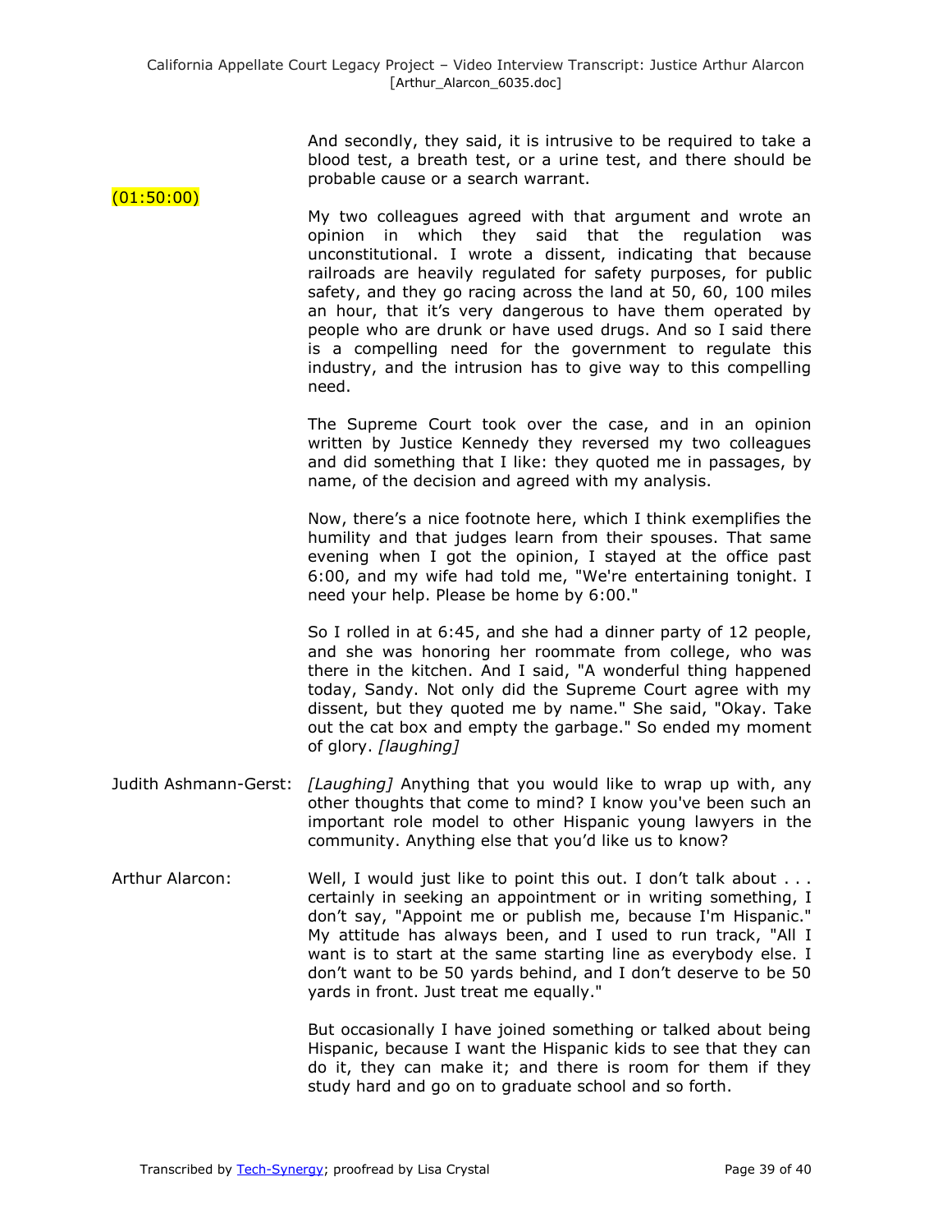And secondly, they said, it is intrusive to be required to take a blood test, a breath test, or a urine test, and there should be probable cause or a search warrant.

(01:50:00)

My two colleagues agreed with that argument and wrote an opinion in which they said that the regulation was unconstitutional. I wrote a dissent, indicating that because railroads are heavily regulated for safety purposes, for public safety, and they go racing across the land at 50, 60, 100 miles an hour, that it's very dangerous to have them operated by people who are drunk or have used drugs. And so I said there is a compelling need for the government to regulate this industry, and the intrusion has to give way to this compelling need.

The Supreme Court took over the case, and in an opinion written by Justice Kennedy they reversed my two colleagues and did something that I like: they quoted me in passages, by name, of the decision and agreed with my analysis.

Now, there's a nice footnote here, which I think exemplifies the humility and that judges learn from their spouses. That same evening when I got the opinion, I stayed at the office past 6:00, and my wife had told me, "We're entertaining tonight. I need your help. Please be home by 6:00."

So I rolled in at 6:45, and she had a dinner party of 12 people, and she was honoring her roommate from college, who was there in the kitchen. And I said, "A wonderful thing happened today, Sandy. Not only did the Supreme Court agree with my dissent, but they quoted me by name." She said, "Okay. Take out the cat box and empty the garbage." So ended my moment of glory. *[laughing]*

Judith Ashmann-Gerst: *[Laughing]* Anything that you would like to wrap up with, any other thoughts that come to mind? I know you've been such an important role model to other Hispanic young lawyers in the community. Anything else that you'd like us to know?

Arthur Alarcon: Well, I would just like to point this out. I don't talk about . . . certainly in seeking an appointment or in writing something, I don't say, "Appoint me or publish me, because I'm Hispanic." My attitude has always been, and I used to run track, "All I want is to start at the same starting line as everybody else. I don't want to be 50 yards behind, and I don't deserve to be 50 yards in front. Just treat me equally."

But occasionally I have joined something or talked about being Hispanic, because I want the Hispanic kids to see that they can do it, they can make it; and there is room for them if they study hard and go on to graduate school and so forth.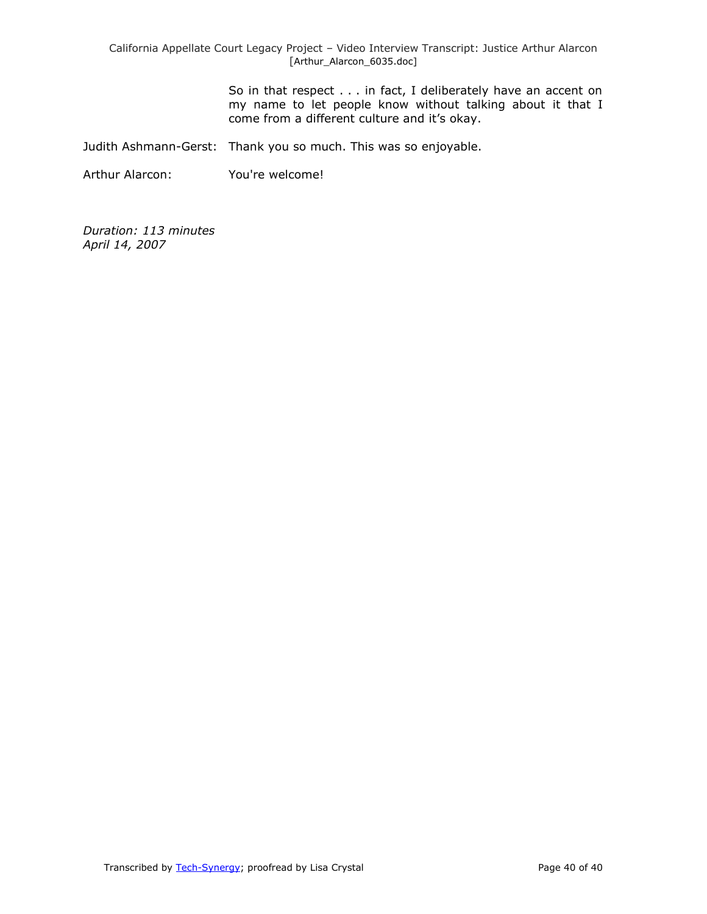So in that respect . . . in fact, I deliberately have an accent on my name to let people know without talking about it that I come from a different culture and it's okay.

Judith Ashmann-Gerst: Thank you so much. This was so enjoyable.

Arthur Alarcon: You're welcome!

*Duration: 113 minutes*
*April 14, 2007*